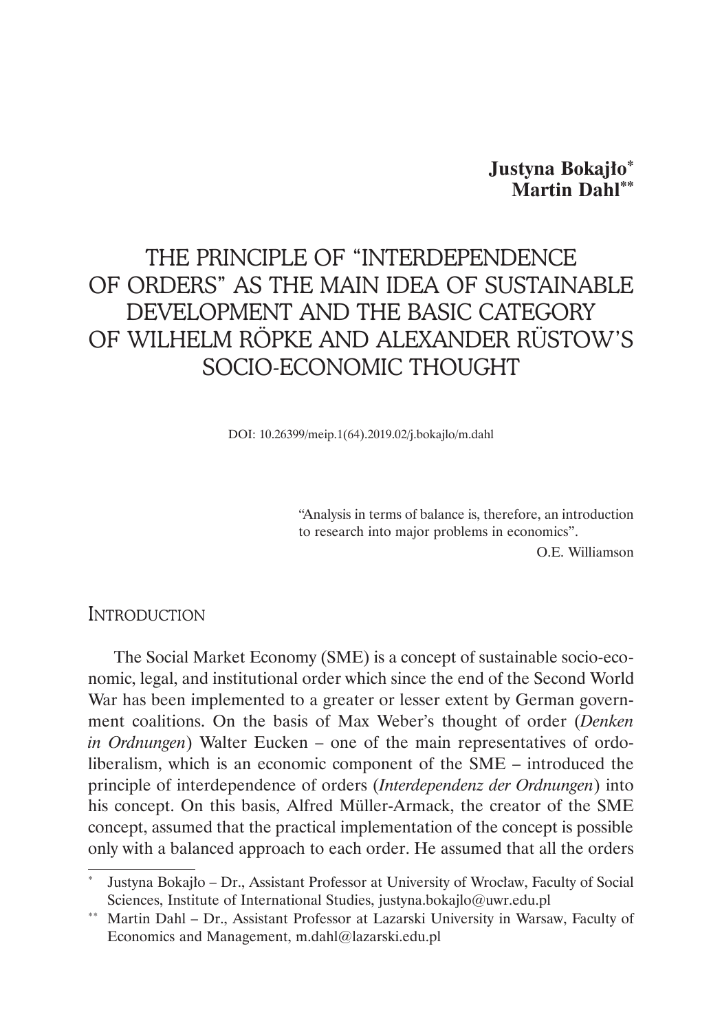**Justyna Bokajło**[*]
**Martin Dahl**[**]

# THE PRINCIPLE OF "INTERDEPENDENCE OF ORDERS" AS THE MAIN IDEA OF SUSTAINABLE DEVELOPMENT AND THE BASIC CATEGORY OF WILHELM RÖPKE AND ALEXANDER RÜSTOW'S SOCIO-ECONOMIC THOUGHT

DOI: 10.26399/meip.1(64).2019.02/j.bokajlo/m.dahl

> "Analysis in terms of balance is, therefore, an introduction to research into major problems in economics".
>
> O.E. Williamson

## Introduction

The Social Market Economy (SME) is a concept of sustainable socio-economic, legal, and institutional order which since the end of the Second World War has been implemented to a greater or lesser extent by German government coalitions. On the basis of Max Weber's thought of order (*Denken in Ordnungen*) Walter Eucken – one of the main representatives of ordoliberalism, which is an economic component of the SME – introduced the principle of interdependence of orders (*Interdependenz der Ordnungen*) into his concept. On this basis, Alfred Müller-Armack, the creator of the SME concept, assumed that the practical implementation of the concept is possible only with a balanced approach to each order. He assumed that all the orders

---

[*] Justyna Bokajło – Dr., Assistant Professor at University of Wrocław, Faculty of Social Sciences, Institute of International Studies, justyna.bokajlo@uwr.edu.pl

[**] Martin Dahl – Dr., Assistant Professor at Lazarski University in Warsaw, Faculty of Economics and Management, m.dahl@lazarski.edu.pl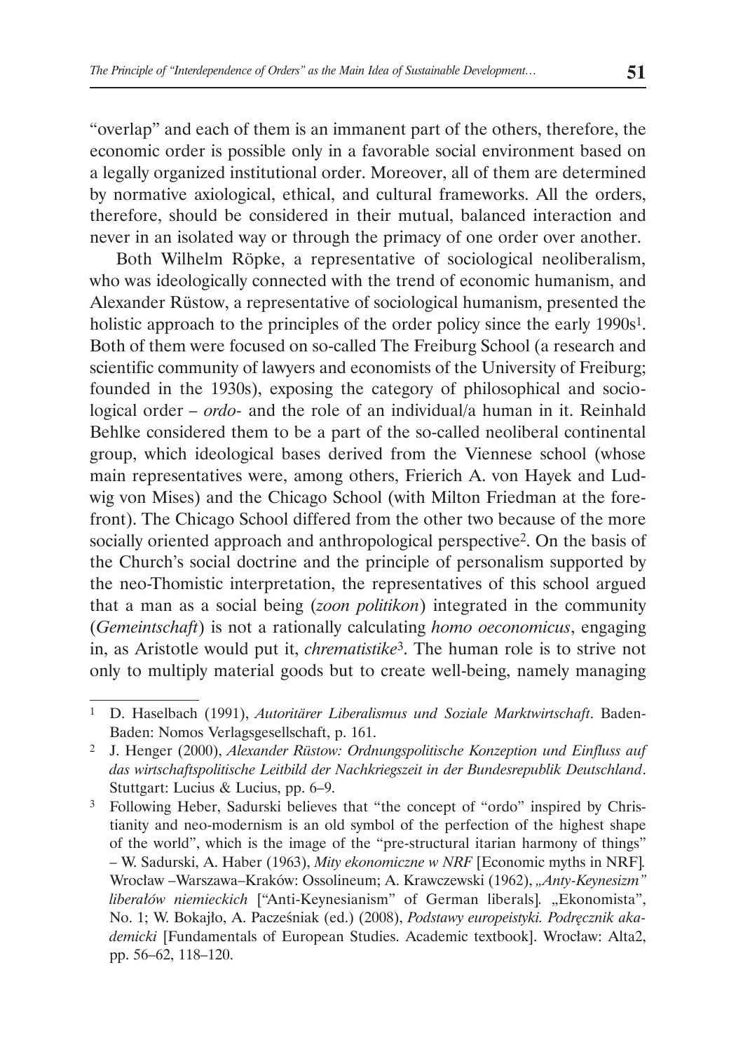"overlap" and each of them is an immanent part of the others, therefore, the economic order is possible only in a favorable social environment based on a legally organized institutional order. Moreover, all of them are determined by normative axiological, ethical, and cultural frameworks. All the orders, therefore, should be considered in their mutual, balanced interaction and never in an isolated way or through the primacy of one order over another.

Both Wilhelm Röpke, a representative of sociological neoliberalism, who was ideologically connected with the trend of economic humanism, and Alexander Rüstow, a representative of sociological humanism, presented the holistic approach to the principles of the order policy since the early 1990s[1]. Both of them were focused on so-called The Freiburg School (a research and scientific community of lawyers and economists of the University of Freiburg; founded in the 1930s), exposing the category of philosophical and sociological order – *ordo-* and the role of an individual/a human in it. Reinhald Behlke considered them to be a part of the so-called neoliberal continental group, which ideological bases derived from the Viennese school (whose main representatives were, among others, Frierich A. von Hayek and Ludwig von Mises) and the Chicago School (with Milton Friedman at the forefront). The Chicago School differed from the other two because of the more socially oriented approach and anthropological perspective[2]. On the basis of the Church's social doctrine and the principle of personalism supported by the neo-Thomistic interpretation, the representatives of this school argued that a man as a social being (*zoon politikon*) integrated in the community (*Gemeintschaft*) is not a rationally calculating *homo oeconomicus*, engaging in, as Aristotle would put it, *chrematistike*[3]. The human role is to strive not only to multiply material goods but to create well-being, namely managing

---

[1] D. Haselbach (1991), *Autoritärer Liberalismus und Soziale Marktwirtschaft*. Baden-Baden: Nomos Verlagsgesellschaft, p. 161.

[2] J. Henger (2000), *Alexander Rüstow: Ordnungspolitische Konzeption und Einfluss auf das wirtschaftspolitische Leitbild der Nachkriegszeit in der Bundesrepublik Deutschland*. Stuttgart: Lucius & Lucius, pp. 6–9.

[3] Following Heber, Sadurski believes that "the concept of "ordo" inspired by Christianity and neo-modernism is an old symbol of the perfection of the highest shape of the world", which is the image of the "pre-structural itarian harmony of things" – W. Sadurski, A. Haber (1963), *Mity ekonomiczne w NRF* [Economic myths in NRF]. Wrocław –Warszawa–Kraków: Ossolineum; A. Krawczewski (1962), *„Anty-Keynesizm" liberałów niemieckich* ["Anti-Keynesianism" of German liberals]. „Ekonomista", No. 1; W. Bokajło, A. Pacześniak (ed.) (2008), *Podstawy europeistyki. Podręcznik akademicki* [Fundamentals of European Studies. Academic textbook]. Wrocław: Alta2, pp. 56–62, 118–120.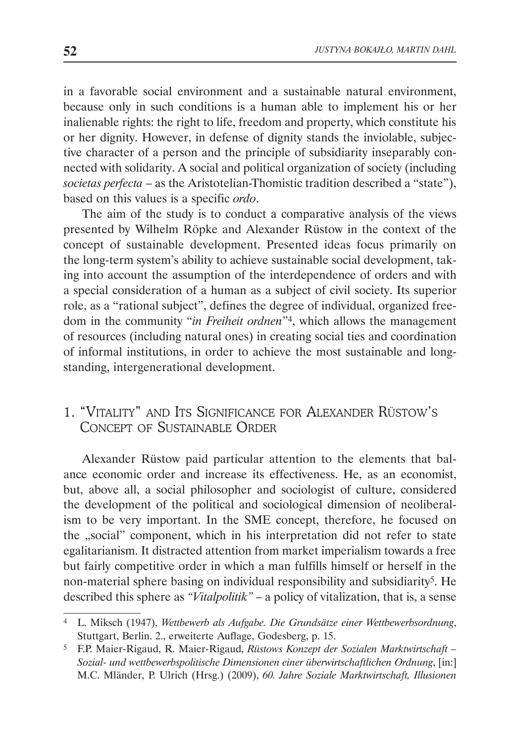in a favorable social environment and a sustainable natural environment, because only in such conditions is a human able to implement his or her inalienable rights: the right to life, freedom and property, which constitute his or her dignity. However, in defense of dignity stands the inviolable, subjective character of a person and the principle of subsidiarity inseparably connected with solidarity. A social and political organization of society (including *societas perfecta* – as the Aristotelian-Thomistic tradition described a "state"), based on this values is a specific *ordo*.

The aim of the study is to conduct a comparative analysis of the views presented by Wilhelm Röpke and Alexander Rüstow in the context of the concept of sustainable development. Presented ideas focus primarily on the long-term system's ability to achieve sustainable social development, taking into account the assumption of the interdependence of orders and with a special consideration of a human as a subject of civil society. Its superior role, as a "rational subject", defines the degree of individual, organized freedom in the community "*in Freiheit ordnen*"[4], which allows the management of resources (including natural ones) in creating social ties and coordination of informal institutions, in order to achieve the most sustainable and longstanding, intergenerational development.

## 1. "Vitality" and Its Significance for Alexander Rüstow's Concept of Sustainable Order

Alexander Rüstow paid particular attention to the elements that balance economic order and increase its effectiveness. He, as an economist, but, above all, a social philosopher and sociologist of culture, considered the development of the political and sociological dimension of neoliberalism to be very important. In the SME concept, therefore, he focused on the „social" component, which in his interpretation did not refer to state egalitarianism. It distracted attention from market imperialism towards a free but fairly competitive order in which a man fulfills himself or herself in the non-material sphere basing on individual responsibility and subsidiarity[5]. He described this sphere as *"Vitalpolitik"* – a policy of vitalization, that is, a sense

---

[4] L. Miksch (1947), *Wettbewerb als Aufgabe. Die Grundsätze einer Wettbewerbsordnung*, Stuttgart, Berlin. 2., erweiterte Auflage, Godesberg, p. 15.

[5] F.P. Maier-Rigaud, R. Maier-Rigaud, *Rüstows Konzept der Sozialen Marktwirtschaft – Sozial- und wettbewerbspolitische Dimensionen einer überwirtschaftlichen Ordnung*, [in:] M.C. Mländer, P. Ulrich (Hrsg.) (2009), *60. Jahre Soziale Marktwirtschaft, Illusionen*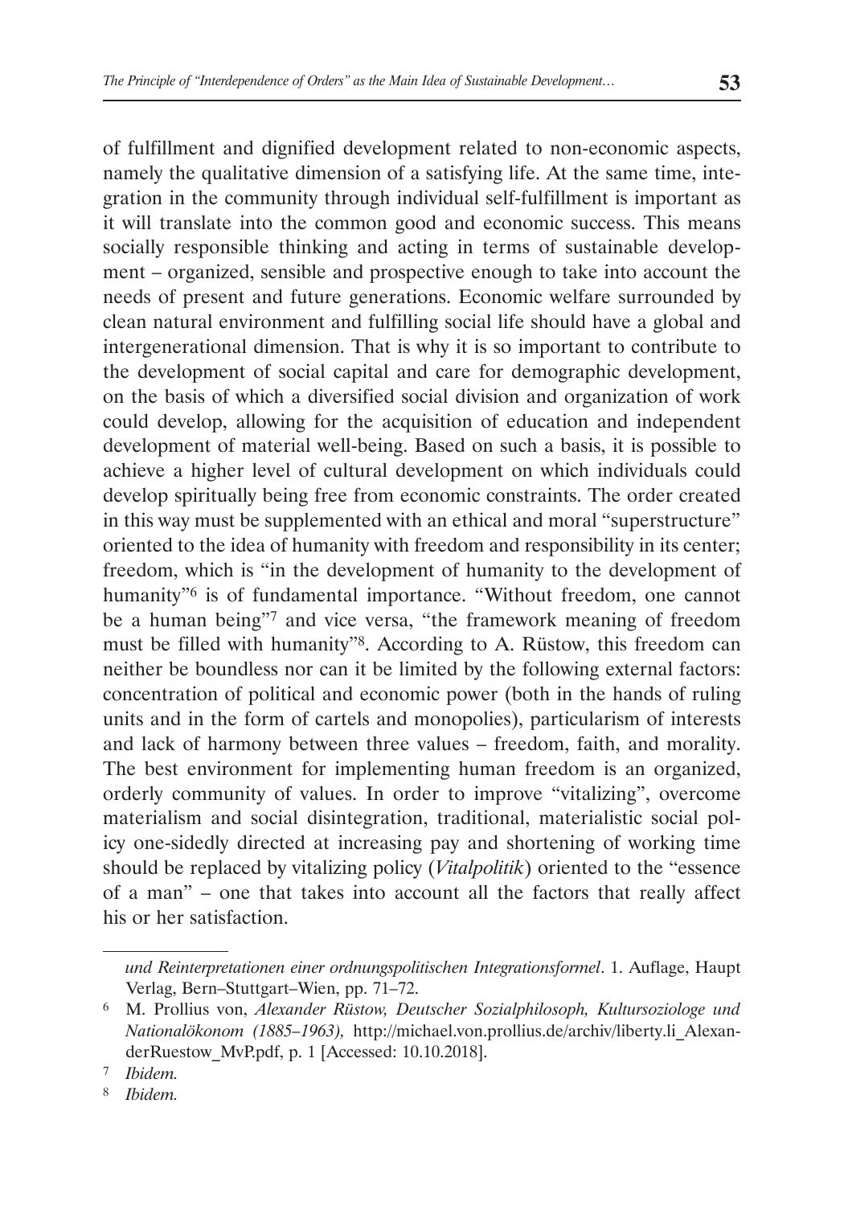of fulfillment and dignified development related to non-economic aspects, namely the qualitative dimension of a satisfying life. At the same time, integration in the community through individual self-fulfillment is important as it will translate into the common good and economic success. This means socially responsible thinking and acting in terms of sustainable development – organized, sensible and prospective enough to take into account the needs of present and future generations. Economic welfare surrounded by clean natural environment and fulfilling social life should have a global and intergenerational dimension. That is why it is so important to contribute to the development of social capital and care for demographic development, on the basis of which a diversified social division and organization of work could develop, allowing for the acquisition of education and independent development of material well-being. Based on such a basis, it is possible to achieve a higher level of cultural development on which individuals could develop spiritually being free from economic constraints. The order created in this way must be supplemented with an ethical and moral "superstructure" oriented to the idea of humanity with freedom and responsibility in its center; freedom, which is "in the development of humanity to the development of humanity"[6] is of fundamental importance. "Without freedom, one cannot be a human being"[7] and vice versa, "the framework meaning of freedom must be filled with humanity"[8]. According to A. Rüstow, this freedom can neither be boundless nor can it be limited by the following external factors: concentration of political and economic power (both in the hands of ruling units and in the form of cartels and monopolies), particularism of interests and lack of harmony between three values – freedom, faith, and morality. The best environment for implementing human freedom is an organized, orderly community of values. In order to improve "vitalizing", overcome materialism and social disintegration, traditional, materialistic social policy one-sidedly directed at increasing pay and shortening of working time should be replaced by vitalizing policy (*Vitalpolitik*) oriented to the "essence of a man" – one that takes into account all the factors that really affect his or her satisfaction.

---

*und Reinterpretationen einer ordnungspolitischen Integrationsformel*. 1. Auflage, Haupt Verlag, Bern–Stuttgart–Wien, pp. 71–72.

[6] M. Prollius von, *Alexander Rüstow, Deutscher Sozialphilosoph, Kultursoziologe und Nationalökonom (1885–1963),* http://michael.von.prollius.de/archiv/liberty.li_AlexanderRuestow_MvP.pdf, p. 1 [Accessed: 10.10.2018].

[7] *Ibidem.*

[8] *Ibidem.*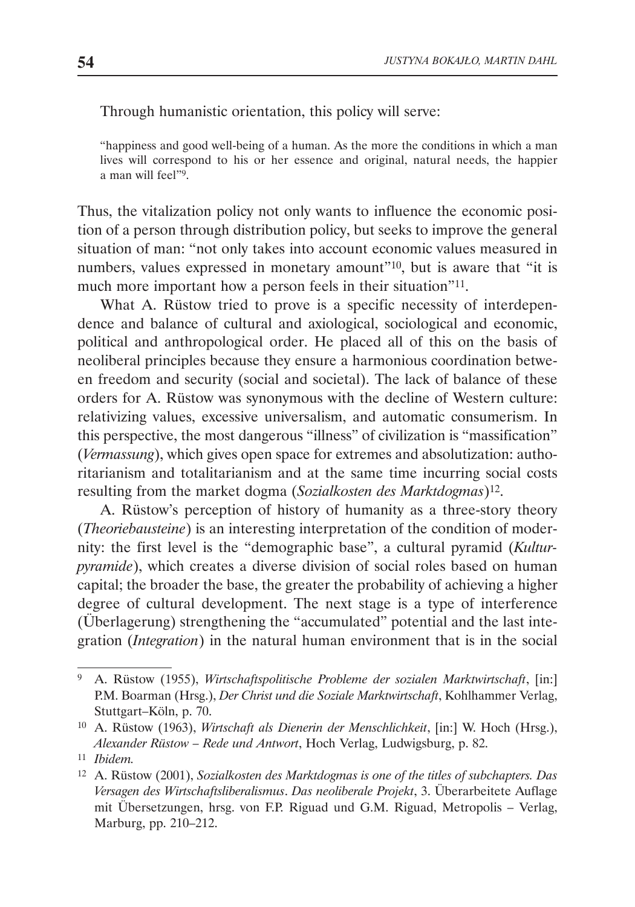Through humanistic orientation, this policy will serve:

> "happiness and good well-being of a human. As the more the conditions in which a man lives will correspond to his or her essence and original, natural needs, the happier a man will feel"[9].

Thus, the vitalization policy not only wants to influence the economic position of a person through distribution policy, but seeks to improve the general situation of man: "not only takes into account economic values measured in numbers, values expressed in monetary amount"[10], but is aware that "it is much more important how a person feels in their situation"[11].

What A. Rüstow tried to prove is a specific necessity of interdependence and balance of cultural and axiological, sociological and economic, political and anthropological order. He placed all of this on the basis of neoliberal principles because they ensure a harmonious coordination between freedom and security (social and societal). The lack of balance of these orders for A. Rüstow was synonymous with the decline of Western culture: relativizing values, excessive universalism, and automatic consumerism. In this perspective, the most dangerous "illness" of civilization is "massification" (*Vermassung*), which gives open space for extremes and absolutization: authoritarianism and totalitarianism and at the same time incurring social costs resulting from the market dogma (*Sozialkosten des Marktdogmas*)[12].

A. Rüstow's perception of history of humanity as a three-story theory (*Theoriebausteine*) is an interesting interpretation of the condition of modernity: the first level is the "demographic base", a cultural pyramid (*Kulturpyramide*), which creates a diverse division of social roles based on human capital; the broader the base, the greater the probability of achieving a higher degree of cultural development. The next stage is a type of interference (Überlagerung) strengthening the "accumulated" potential and the last integration (*Integration*) in the natural human environment that is in the social

---

[9] A. Rüstow (1955), *Wirtschaftspolitische Probleme der sozialen Marktwirtschaft*, [in:] P.M. Boarman (Hrsg.), *Der Christ und die Soziale Marktwirtschaft*, Kohlhammer Verlag, Stuttgart–Köln, p. 70.

[10] A. Rüstow (1963), *Wirtschaft als Dienerin der Menschlichkeit*, [in:] W. Hoch (Hrsg.), *Alexander Rüstow – Rede und Antwort*, Hoch Verlag, Ludwigsburg, p. 82.

[11] *Ibidem.*

[12] A. Rüstow (2001), *Sozialkosten des Marktdogmas is one of the titles of subchapters. Das Versagen des Wirtschaftsliberalismus*. *Das neoliberale Projekt*, 3. Überarbeitete Auflage mit Übersetzungen, hrsg. von F.P. Riguad und G.M. Riguad, Metropolis – Verlag, Marburg, pp. 210–212.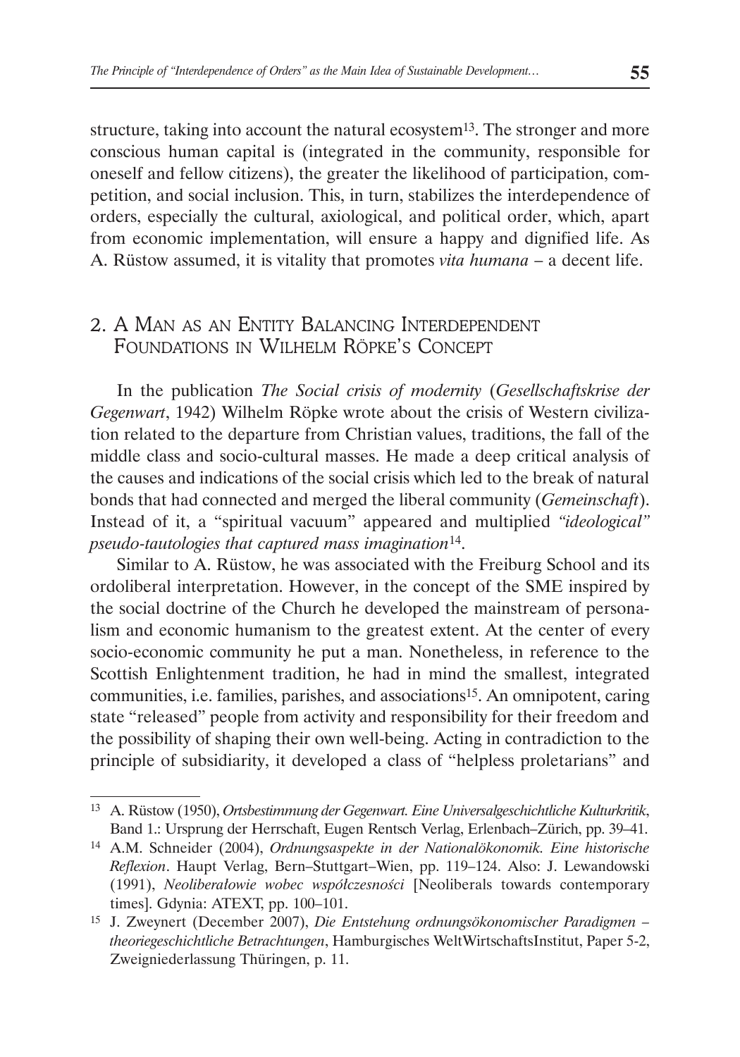structure, taking into account the natural ecosystem[13]. The stronger and more conscious human capital is (integrated in the community, responsible for oneself and fellow citizens), the greater the likelihood of participation, competition, and social inclusion. This, in turn, stabilizes the interdependence of orders, especially the cultural, axiological, and political order, which, apart from economic implementation, will ensure a happy and dignified life. As A. Rüstow assumed, it is vitality that promotes *vita humana* – a decent life.

## 2. A Man as an Entity Balancing Interdependent Foundations in Wilhelm Röpke's Concept

In the publication *The Social crisis of modernity* (*Gesellschaftskrise der Gegenwart*, 1942) Wilhelm Röpke wrote about the crisis of Western civilization related to the departure from Christian values, traditions, the fall of the middle class and socio-cultural masses. He made a deep critical analysis of the causes and indications of the social crisis which led to the break of natural bonds that had connected and merged the liberal community (*Gemeinschaft*). Instead of it, a "spiritual vacuum" appeared and multiplied *"ideological" pseudo-tautologies that captured mass imagination*[14].

Similar to A. Rüstow, he was associated with the Freiburg School and its ordoliberal interpretation. However, in the concept of the SME inspired by the social doctrine of the Church he developed the mainstream of personalism and economic humanism to the greatest extent. At the center of every socio-economic community he put a man. Nonetheless, in reference to the Scottish Enlightenment tradition, he had in mind the smallest, integrated communities, i.e. families, parishes, and associations[15]. An omnipotent, caring state "released" people from activity and responsibility for their freedom and the possibility of shaping their own well-being. Acting in contradiction to the principle of subsidiarity, it developed a class of "helpless proletarians" and

---

[13] A. Rüstow (1950), *Ortsbestimmung der Gegenwart. Eine Universalgeschichtliche Kulturkritik*, Band 1.: Ursprung der Herrschaft, Eugen Rentsch Verlag, Erlenbach–Zürich, pp. 39–41.

[14] A.M. Schneider (2004), *Ordnungsaspekte in der Nationalökonomik. Eine historische Reflexion*. Haupt Verlag, Bern–Stuttgart–Wien, pp. 119–124. Also: J. Lewandowski (1991), *Neoliberałowie wobec współczesności* [Neoliberals towards contemporary times]. Gdynia: ATEXT, pp. 100–101.

[15] J. Zweynert (December 2007), *Die Entstehung ordnungsökonomischer Paradigmen – theoriegeschichtliche Betrachtungen*, Hamburgisches WeltWirtschaftsInstitut, Paper 5-2, Zweigniederlassung Thüringen, p. 11.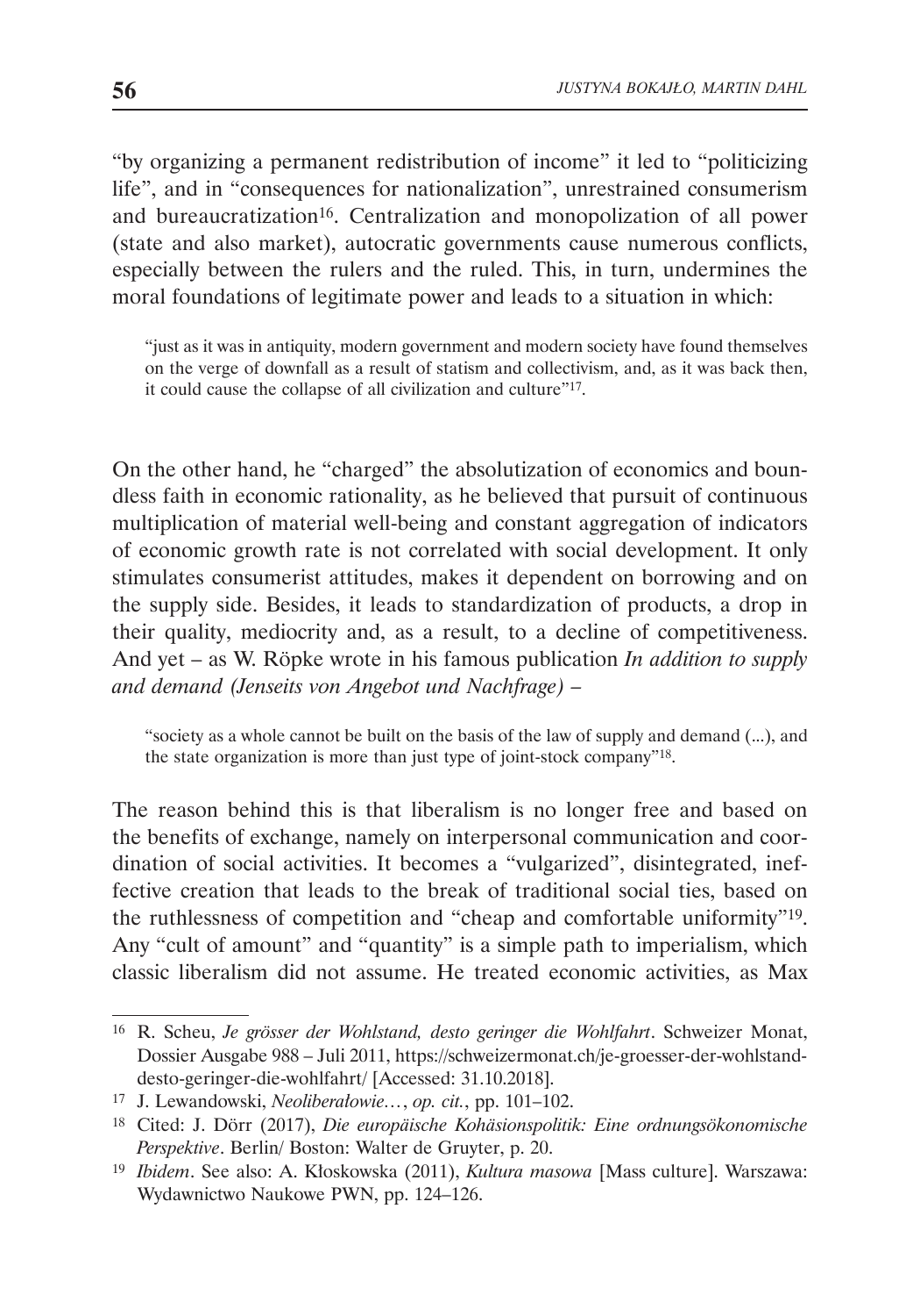"by organizing a permanent redistribution of income" it led to "politicizing life", and in "consequences for nationalization", unrestrained consumerism and bureaucratization[16]. Centralization and monopolization of all power (state and also market), autocratic governments cause numerous conflicts, especially between the rulers and the ruled. This, in turn, undermines the moral foundations of legitimate power and leads to a situation in which:

> "just as it was in antiquity, modern government and modern society have found themselves on the verge of downfall as a result of statism and collectivism, and, as it was back then, it could cause the collapse of all civilization and culture"[17].

On the other hand, he "charged" the absolutization of economics and boundless faith in economic rationality, as he believed that pursuit of continuous multiplication of material well-being and constant aggregation of indicators of economic growth rate is not correlated with social development. It only stimulates consumerist attitudes, makes it dependent on borrowing and on the supply side. Besides, it leads to standardization of products, a drop in their quality, mediocrity and, as a result, to a decline of competitiveness. And yet – as W. Röpke wrote in his famous publication *In addition to supply and demand (Jenseits von Angebot und Nachfrage)* –

> "society as a whole cannot be built on the basis of the law of supply and demand (...), and the state organization is more than just type of joint-stock company"[18].

The reason behind this is that liberalism is no longer free and based on the benefits of exchange, namely on interpersonal communication and coordination of social activities. It becomes a "vulgarized", disintegrated, ineffective creation that leads to the break of traditional social ties, based on the ruthlessness of competition and "cheap and comfortable uniformity"[19]. Any "cult of amount" and "quantity" is a simple path to imperialism, which classic liberalism did not assume. He treated economic activities, as Max

---

[16] R. Scheu, *Je grösser der Wohlstand, desto geringer die Wohlfahrt*. Schweizer Monat, Dossier Ausgabe 988 – Juli 2011, https://schweizermonat.ch/je-groesser-der-wohlstand-desto-geringer-die-wohlfahrt/ [Accessed: 31.10.2018].

[17] J. Lewandowski, *Neoliberałowie…*, *op. cit.*, pp. 101–102.

[18] Cited: J. Dörr (2017), *Die europäische Kohäsionspolitik: Eine ordnungsökonomische Perspektive*. Berlin/ Boston: Walter de Gruyter, p. 20.

[19] *Ibidem*. See also: A. Kłoskowska (2011), *Kultura masowa* [Mass culture]. Warszawa: Wydawnictwo Naukowe PWN, pp. 124–126.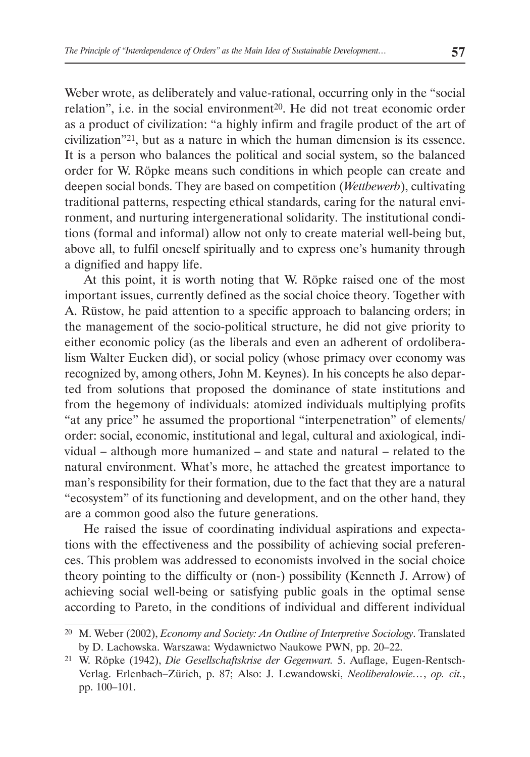Weber wrote, as deliberately and value-rational, occurring only in the "social relation", i.e. in the social environment[20]. He did not treat economic order as a product of civilization: "a highly infirm and fragile product of the art of civilization"[21], but as a nature in which the human dimension is its essence. It is a person who balances the political and social system, so the balanced order for W. Röpke means such conditions in which people can create and deepen social bonds. They are based on competition (*Wettbewerb*), cultivating traditional patterns, respecting ethical standards, caring for the natural environment, and nurturing intergenerational solidarity. The institutional conditions (formal and informal) allow not only to create material well-being but, above all, to fulfil oneself spiritually and to express one's humanity through a dignified and happy life.

At this point, it is worth noting that W. Röpke raised one of the most important issues, currently defined as the social choice theory. Together with A. Rüstow, he paid attention to a specific approach to balancing orders; in the management of the socio-political structure, he did not give priority to either economic policy (as the liberals and even an adherent of ordoliberalism Walter Eucken did), or social policy (whose primacy over economy was recognized by, among others, John M. Keynes). In his concepts he also departed from solutions that proposed the dominance of state institutions and from the hegemony of individuals: atomized individuals multiplying profits "at any price" he assumed the proportional "interpenetration" of elements/order: social, economic, institutional and legal, cultural and axiological, individual – although more humanized – and state and natural – related to the natural environment. What's more, he attached the greatest importance to man's responsibility for their formation, due to the fact that they are a natural "ecosystem" of its functioning and development, and on the other hand, they are a common good also the future generations.

He raised the issue of coordinating individual aspirations and expectations with the effectiveness and the possibility of achieving social preferences. This problem was addressed to economists involved in the social choice theory pointing to the difficulty or (non-) possibility (Kenneth J. Arrow) of achieving social well-being or satisfying public goals in the optimal sense according to Pareto, in the conditions of individual and different individual

---

[20] M. Weber (2002), *Economy and Society: An Outline of Interpretive Sociology*. Translated by D. Lachowska. Warszawa: Wydawnictwo Naukowe PWN, pp. 20–22.

[21] W. Röpke (1942), *Die Gesellschaftskrise der Gegenwart.* 5. Auflage, Eugen-Rentsch-Verlag. Erlenbach–Zürich, p. 87; Also: J. Lewandowski, *Neoliberałowie…*, *op. cit.*, pp. 100–101.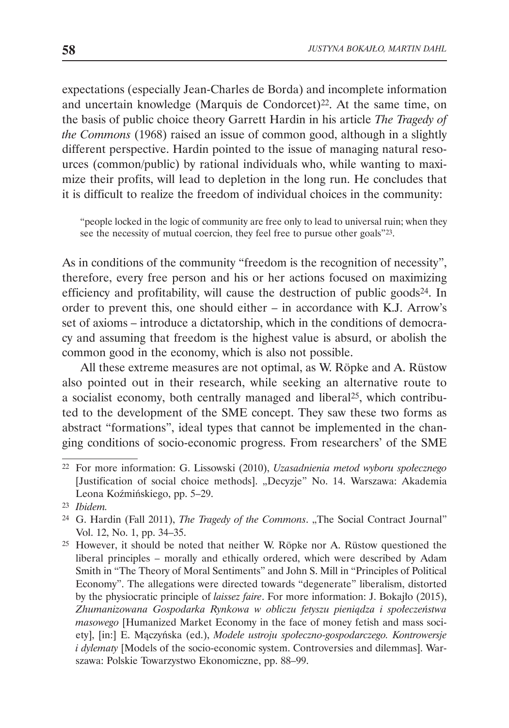expectations (especially Jean-Charles de Borda) and incomplete information and uncertain knowledge (Marquis de Condorcet)[22]. At the same time, on the basis of public choice theory Garrett Hardin in his article *The Tragedy of the Commons* (1968) raised an issue of common good, although in a slightly different perspective. Hardin pointed to the issue of managing natural resources (common/public) by rational individuals who, while wanting to maximize their profits, will lead to depletion in the long run. He concludes that it is difficult to realize the freedom of individual choices in the community:

> "people locked in the logic of community are free only to lead to universal ruin; when they see the necessity of mutual coercion, they feel free to pursue other goals"[23].

As in conditions of the community "freedom is the recognition of necessity", therefore, every free person and his or her actions focused on maximizing efficiency and profitability, will cause the destruction of public goods[24]. In order to prevent this, one should either – in accordance with K.J. Arrow's set of axioms – introduce a dictatorship, which in the conditions of democracy and assuming that freedom is the highest value is absurd, or abolish the common good in the economy, which is also not possible.

All these extreme measures are not optimal, as W. Röpke and A. Rüstow also pointed out in their research, while seeking an alternative route to a socialist economy, both centrally managed and liberal[25], which contributed to the development of the SME concept. They saw these two forms as abstract "formations", ideal types that cannot be implemented in the changing conditions of socio-economic progress. From researchers' of the SME

---

[22] For more information: G. Lissowski (2010), *Uzasadnienia metod wyboru społecznego* [Justification of social choice methods]. „Decyzje" No. 14. Warszawa: Akademia Leona Koźmińskiego, pp. 5–29.

[23] *Ibidem.*

[24] G. Hardin (Fall 2011), *The Tragedy of the Commons*. „The Social Contract Journal" Vol. 12, No. 1, pp. 34–35.

[25] However, it should be noted that neither W. Röpke nor A. Rüstow questioned the liberal principles – morally and ethically ordered, which were described by Adam Smith in "The Theory of Moral Sentiments" and John S. Mill in "Principles of Political Economy". The allegations were directed towards "degenerate" liberalism, distorted by the physiocratic principle of *laissez faire*. For more information: J. Bokajło (2015), *Zhumanizowana Gospodarka Rynkowa w obliczu fetyszu pieniądza i społeczeństwa masowego* [Humanized Market Economy in the face of money fetish and mass society], [in:] E. Mączyńska (ed.), *Modele ustroju społeczno-gospodarczego. Kontrowersje i dylematy* [Models of the socio-economic system. Controversies and dilemmas]. Warszawa: Polskie Towarzystwo Ekonomiczne, pp. 88–99.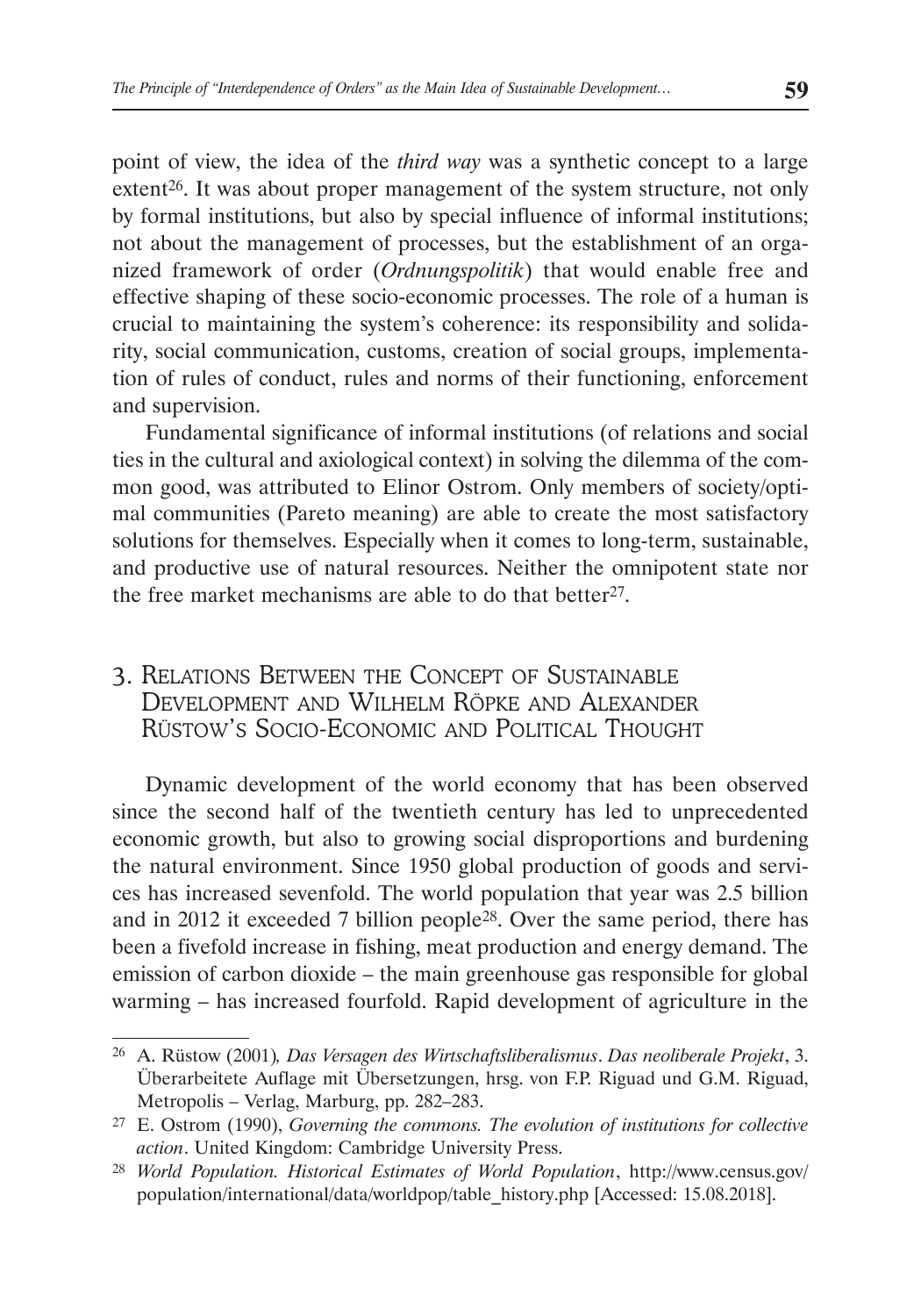point of view, the idea of the *third way* was a synthetic concept to a large extent[26]. It was about proper management of the system structure, not only by formal institutions, but also by special influence of informal institutions; not about the management of processes, but the establishment of an organized framework of order (*Ordnungspolitik*) that would enable free and effective shaping of these socio-economic processes. The role of a human is crucial to maintaining the system's coherence: its responsibility and solidarity, social communication, customs, creation of social groups, implementation of rules of conduct, rules and norms of their functioning, enforcement and supervision.

Fundamental significance of informal institutions (of relations and social ties in the cultural and axiological context) in solving the dilemma of the common good, was attributed to Elinor Ostrom. Only members of society/optimal communities (Pareto meaning) are able to create the most satisfactory solutions for themselves. Especially when it comes to long-term, sustainable, and productive use of natural resources. Neither the omnipotent state nor the free market mechanisms are able to do that better[27].

## 3. Relations Between the Concept of Sustainable Development and Wilhelm Röpke and Alexander Rüstow's Socio-Economic and Political Thought

Dynamic development of the world economy that has been observed since the second half of the twentieth century has led to unprecedented economic growth, but also to growing social disproportions and burdening the natural environment. Since 1950 global production of goods and services has increased sevenfold. The world population that year was 2.5 billion and in 2012 it exceeded 7 billion people[28]. Over the same period, there has been a fivefold increase in fishing, meat production and energy demand. The emission of carbon dioxide – the main greenhouse gas responsible for global warming – has increased fourfold. Rapid development of agriculture in the

---

[26] A. Rüstow (2001), *Das Versagen des Wirtschaftsliberalismus. Das neoliberale Projekt*, 3. Überarbeitete Auflage mit Übersetzungen, hrsg. von F.P. Riguad und G.M. Riguad, Metropolis – Verlag, Marburg, pp. 282–283.

[27] E. Ostrom (1990), *Governing the commons. The evolution of institutions for collective action*. United Kingdom: Cambridge University Press.

[28] *World Population. Historical Estimates of World Population*, http://www.census.gov/population/international/data/worldpop/table_history.php [Accessed: 15.08.2018].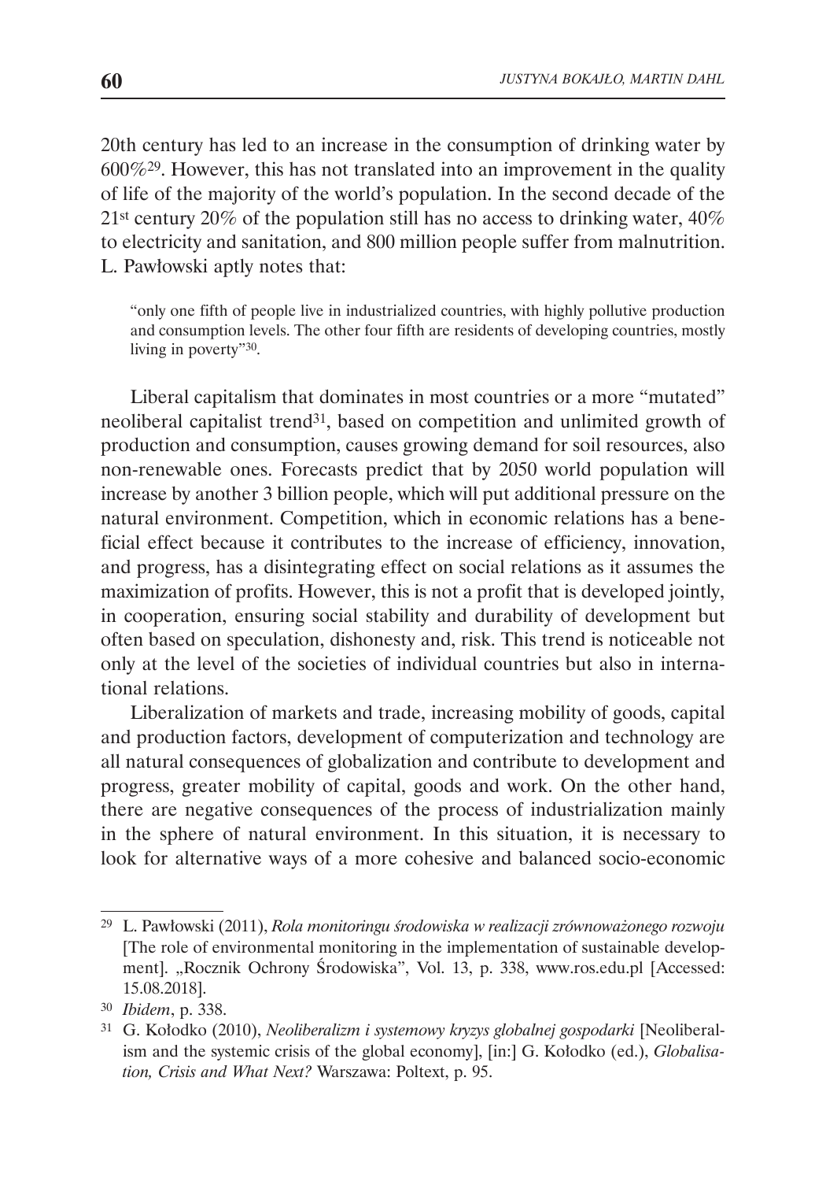20th century has led to an increase in the consumption of drinking water by 600%[29]. However, this has not translated into an improvement in the quality of life of the majority of the world's population. In the second decade of the 21st century 20% of the population still has no access to drinking water, 40% to electricity and sanitation, and 800 million people suffer from malnutrition. L. Pawłowski aptly notes that:

> "only one fifth of people live in industrialized countries, with highly pollutive production and consumption levels. The other four fifth are residents of developing countries, mostly living in poverty"[30].

Liberal capitalism that dominates in most countries or a more "mutated" neoliberal capitalist trend[31], based on competition and unlimited growth of production and consumption, causes growing demand for soil resources, also non-renewable ones. Forecasts predict that by 2050 world population will increase by another 3 billion people, which will put additional pressure on the natural environment. Competition, which in economic relations has a beneficial effect because it contributes to the increase of efficiency, innovation, and progress, has a disintegrating effect on social relations as it assumes the maximization of profits. However, this is not a profit that is developed jointly, in cooperation, ensuring social stability and durability of development but often based on speculation, dishonesty and, risk. This trend is noticeable not only at the level of the societies of individual countries but also in international relations.

Liberalization of markets and trade, increasing mobility of goods, capital and production factors, development of computerization and technology are all natural consequences of globalization and contribute to development and progress, greater mobility of capital, goods and work. On the other hand, there are negative consequences of the process of industrialization mainly in the sphere of natural environment. In this situation, it is necessary to look for alternative ways of a more cohesive and balanced socio-economic

---

[29] L. Pawłowski (2011), *Rola monitoringu środowiska w realizacji zrównoważonego rozwoju* [The role of environmental monitoring in the implementation of sustainable development]. „Rocznik Ochrony Środowiska", Vol. 13, p. 338, www.ros.edu.pl [Accessed: 15.08.2018].

[30] *Ibidem*, p. 338.

[31] G. Kołodko (2010), *Neoliberalizm i systemowy kryzys globalnej gospodarki* [Neoliberalism and the systemic crisis of the global economy], [in:] G. Kołodko (ed.), *Globalisation, Crisis and What Next?* Warszawa: Poltext, p. 95.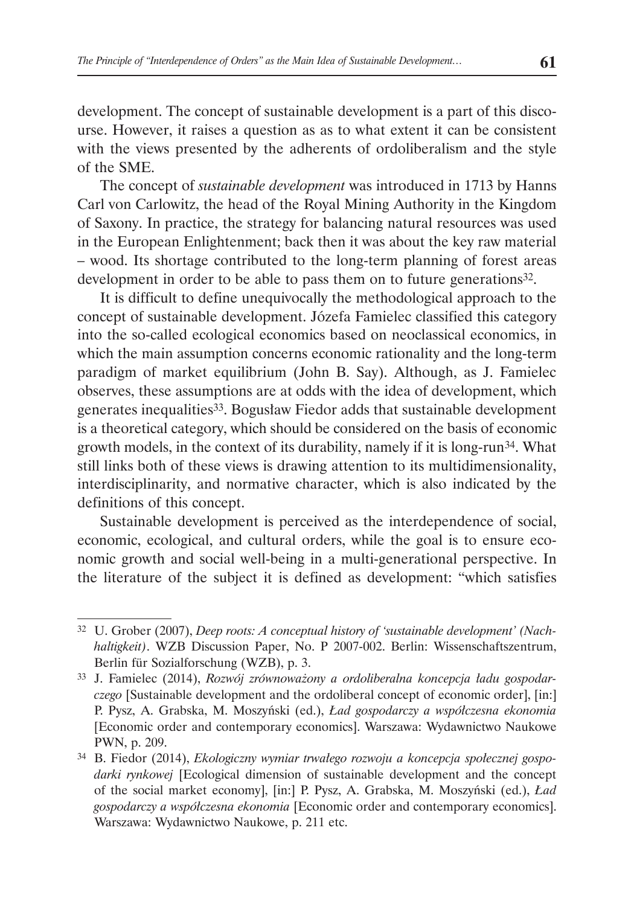development. The concept of sustainable development is a part of this discourse. However, it raises a question as as to what extent it can be consistent with the views presented by the adherents of ordoliberalism and the style of the SME.

The concept of *sustainable development* was introduced in 1713 by Hanns Carl von Carlowitz, the head of the Royal Mining Authority in the Kingdom of Saxony. In practice, the strategy for balancing natural resources was used in the European Enlightenment; back then it was about the key raw material – wood. Its shortage contributed to the long-term planning of forest areas development in order to be able to pass them on to future generations[32].

It is difficult to define unequivocally the methodological approach to the concept of sustainable development. Józefa Famielec classified this category into the so-called ecological economics based on neoclassical economics, in which the main assumption concerns economic rationality and the long-term paradigm of market equilibrium (John B. Say). Although, as J. Famielec observes, these assumptions are at odds with the idea of development, which generates inequalities[33]. Bogusław Fiedor adds that sustainable development is a theoretical category, which should be considered on the basis of economic growth models, in the context of its durability, namely if it is long-run[34]. What still links both of these views is drawing attention to its multidimensionality, interdisciplinarity, and normative character, which is also indicated by the definitions of this concept.

Sustainable development is perceived as the interdependence of social, economic, ecological, and cultural orders, while the goal is to ensure economic growth and social well-being in a multi-generational perspective. In the literature of the subject it is defined as development: "which satisfies

---

[32] U. Grober (2007), *Deep roots: A conceptual history of 'sustainable development' (Nachhaltigkeit)*. WZB Discussion Paper, No. P 2007-002. Berlin: Wissenschaftszentrum, Berlin für Sozialforschung (WZB), p. 3.

[33] J. Famielec (2014), *Rozwój zrównoważony a ordoliberalna koncepcja ładu gospodarczego* [Sustainable development and the ordoliberal concept of economic order], [in:] P. Pysz, A. Grabska, M. Moszyński (ed.), *Ład gospodarczy a współczesna ekonomia* [Economic order and contemporary economics]. Warszawa: Wydawnictwo Naukowe PWN, p. 209.

[34] B. Fiedor (2014), *Ekologiczny wymiar trwałego rozwoju a koncepcja społecznej gospodarki rynkowej* [Ecological dimension of sustainable development and the concept of the social market economy], [in:] P. Pysz, A. Grabska, M. Moszyński (ed.), *Ład gospodarczy a współczesna ekonomia* [Economic order and contemporary economics]. Warszawa: Wydawnictwo Naukowe, p. 211 etc.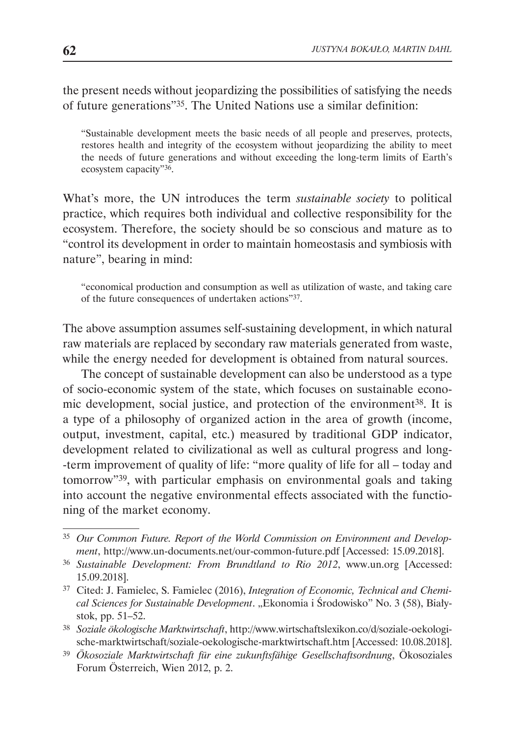the present needs without jeopardizing the possibilities of satisfying the needs of future generations"[35]. The United Nations use a similar definition:

> "Sustainable development meets the basic needs of all people and preserves, protects, restores health and integrity of the ecosystem without jeopardizing the ability to meet the needs of future generations and without exceeding the long-term limits of Earth's ecosystem capacity"[36].

What's more, the UN introduces the term *sustainable society* to political practice, which requires both individual and collective responsibility for the ecosystem. Therefore, the society should be so conscious and mature as to "control its development in order to maintain homeostasis and symbiosis with nature", bearing in mind:

> "economical production and consumption as well as utilization of waste, and taking care of the future consequences of undertaken actions"[37].

The above assumption assumes self-sustaining development, in which natural raw materials are replaced by secondary raw materials generated from waste, while the energy needed for development is obtained from natural sources.

The concept of sustainable development can also be understood as a type of socio-economic system of the state, which focuses on sustainable economic development, social justice, and protection of the environment[38]. It is a type of a philosophy of organized action in the area of growth (income, output, investment, capital, etc.) measured by traditional GDP indicator, development related to civilizational as well as cultural progress and long-term improvement of quality of life: "more quality of life for all – today and tomorrow"[39], with particular emphasis on environmental goals and taking into account the negative environmental effects associated with the functioning of the market economy.

---

[35] *Our Common Future. Report of the World Commission on Environment and Development*, http://www.un-documents.net/our-common-future.pdf [Accessed: 15.09.2018].

[36] *Sustainable Development: From Brundtland to Rio 2012*, www.un.org [Accessed: 15.09.2018].

[37] Cited: J. Famielec, S. Famielec (2016), *Integration of Economic, Technical and Chemical Sciences for Sustainable Development*. „Ekonomia i Środowisko" No. 3 (58), Białystok, pp. 51–52.

[38] *Soziale ökologische Marktwirtschaft*, http://www.wirtschaftslexikon.co/d/soziale-oekologische-marktwirtschaft/soziale-oekologische-marktwirtschaft.htm [Accessed: 10.08.2018].

[39] *Ökosoziale Marktwirtschaft für eine zukunftsfähige Gesellschaftsordnung*, Ökosoziales Forum Österreich, Wien 2012, p. 2.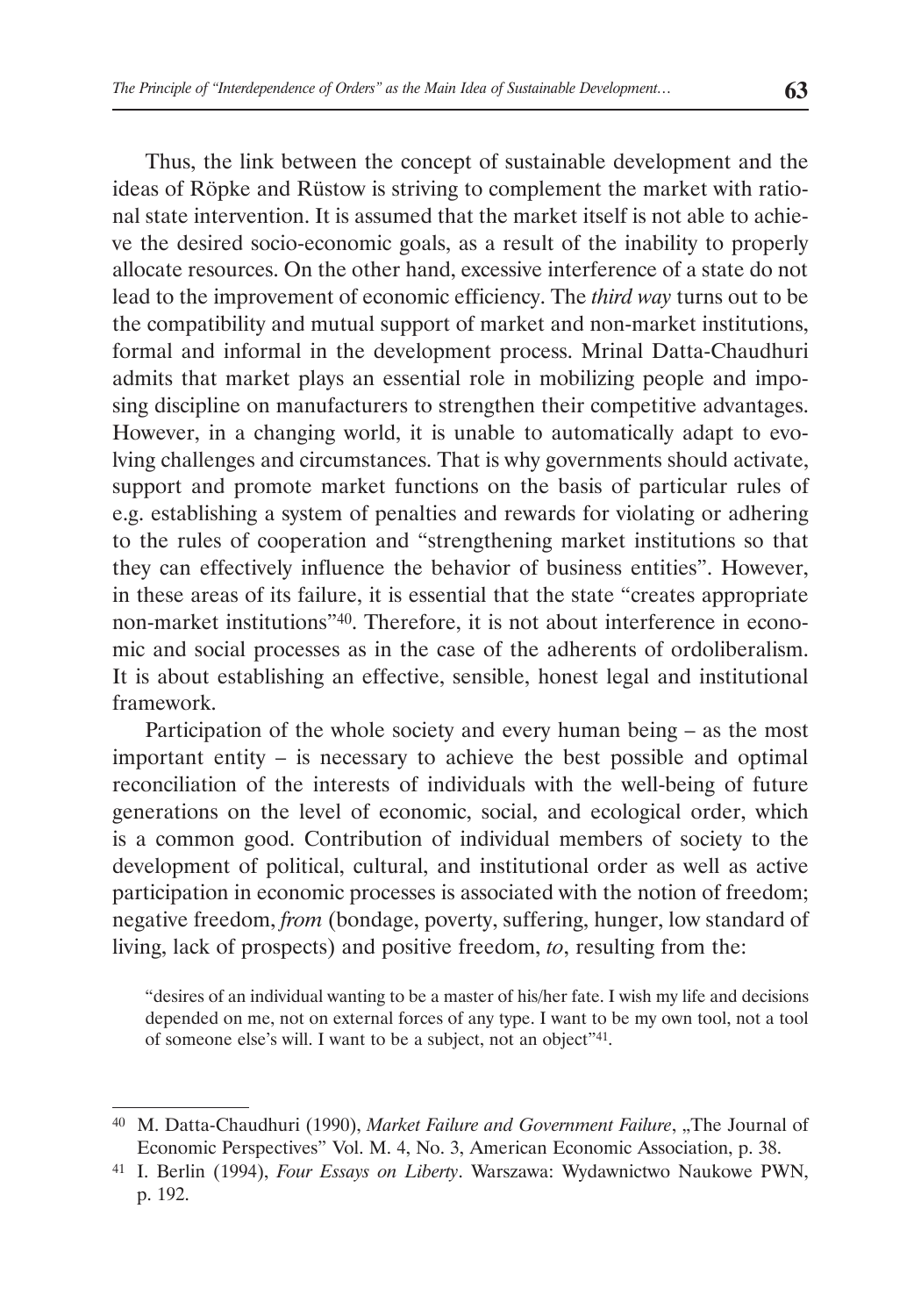Thus, the link between the concept of sustainable development and the ideas of Röpke and Rüstow is striving to complement the market with rational state intervention. It is assumed that the market itself is not able to achieve the desired socio-economic goals, as a result of the inability to properly allocate resources. On the other hand, excessive interference of a state do not lead to the improvement of economic efficiency. The *third way* turns out to be the compatibility and mutual support of market and non-market institutions, formal and informal in the development process. Mrinal Datta-Chaudhuri admits that market plays an essential role in mobilizing people and imposing discipline on manufacturers to strengthen their competitive advantages. However, in a changing world, it is unable to automatically adapt to evolving challenges and circumstances. That is why governments should activate, support and promote market functions on the basis of particular rules of e.g. establishing a system of penalties and rewards for violating or adhering to the rules of cooperation and "strengthening market institutions so that they can effectively influence the behavior of business entities". However, in these areas of its failure, it is essential that the state "creates appropriate non-market institutions"[40]. Therefore, it is not about interference in economic and social processes as in the case of the adherents of ordoliberalism. It is about establishing an effective, sensible, honest legal and institutional framework.

Participation of the whole society and every human being – as the most important entity – is necessary to achieve the best possible and optimal reconciliation of the interests of individuals with the well-being of future generations on the level of economic, social, and ecological order, which is a common good. Contribution of individual members of society to the development of political, cultural, and institutional order as well as active participation in economic processes is associated with the notion of freedom; negative freedom, *from* (bondage, poverty, suffering, hunger, low standard of living, lack of prospects) and positive freedom, *to*, resulting from the:

> "desires of an individual wanting to be a master of his/her fate. I wish my life and decisions depended on me, not on external forces of any type. I want to be my own tool, not a tool of someone else's will. I want to be a subject, not an object"[41].

---

[40] M. Datta-Chaudhuri (1990), *Market Failure and Government Failure*, „The Journal of Economic Perspectives" Vol. M. 4, No. 3, American Economic Association, p. 38.

[41] I. Berlin (1994), *Four Essays on Liberty*. Warszawa: Wydawnictwo Naukowe PWN, p. 192.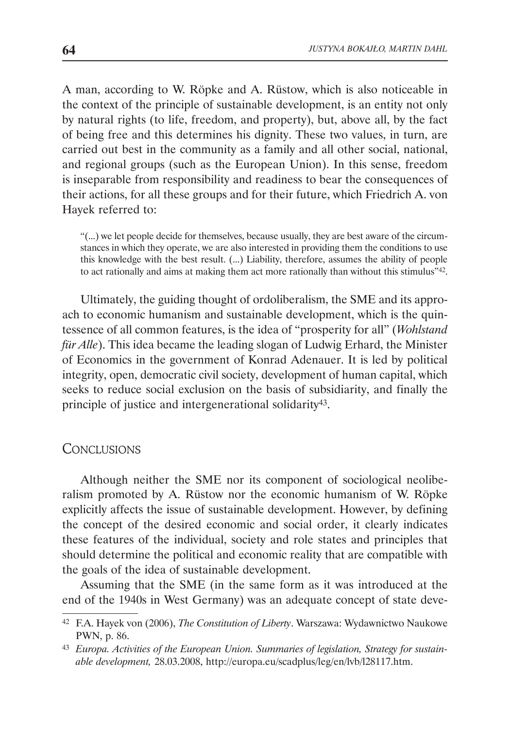A man, according to W. Röpke and A. Rüstow, which is also noticeable in the context of the principle of sustainable development, is an entity not only by natural rights (to life, freedom, and property), but, above all, by the fact of being free and this determines his dignity. These two values, in turn, are carried out best in the community as a family and all other social, national, and regional groups (such as the European Union). In this sense, freedom is inseparable from responsibility and readiness to bear the consequences of their actions, for all these groups and for their future, which Friedrich A. von Hayek referred to:

> "(...) we let people decide for themselves, because usually, they are best aware of the circumstances in which they operate, we are also interested in providing them the conditions to use this knowledge with the best result. (...) Liability, therefore, assumes the ability of people to act rationally and aims at making them act more rationally than without this stimulus"[42].

Ultimately, the guiding thought of ordoliberalism, the SME and its approach to economic humanism and sustainable development, which is the quintessence of all common features, is the idea of "prosperity for all" (*Wohlstand für Alle*). This idea became the leading slogan of Ludwig Erhard, the Minister of Economics in the government of Konrad Adenauer. It is led by political integrity, open, democratic civil society, development of human capital, which seeks to reduce social exclusion on the basis of subsidiarity, and finally the principle of justice and intergenerational solidarity[43].

## Conclusions

Although neither the SME nor its component of sociological neoliberalism promoted by A. Rüstow nor the economic humanism of W. Röpke explicitly affects the issue of sustainable development. However, by defining the concept of the desired economic and social order, it clearly indicates these features of the individual, society and role states and principles that should determine the political and economic reality that are compatible with the goals of the idea of sustainable development.

Assuming that the SME (in the same form as it was introduced at the end of the 1940s in West Germany) was an adequate concept of state deve-

---

[42] F.A. Hayek von (2006), *The Constitution of Liberty*. Warszawa: Wydawnictwo Naukowe PWN, p. 86.

[43] *Europa. Activities of the European Union. Summaries of legislation, Strategy for sustainable development,* 28.03.2008, http://europa.eu/scadplus/leg/en/lvb/l28117.htm.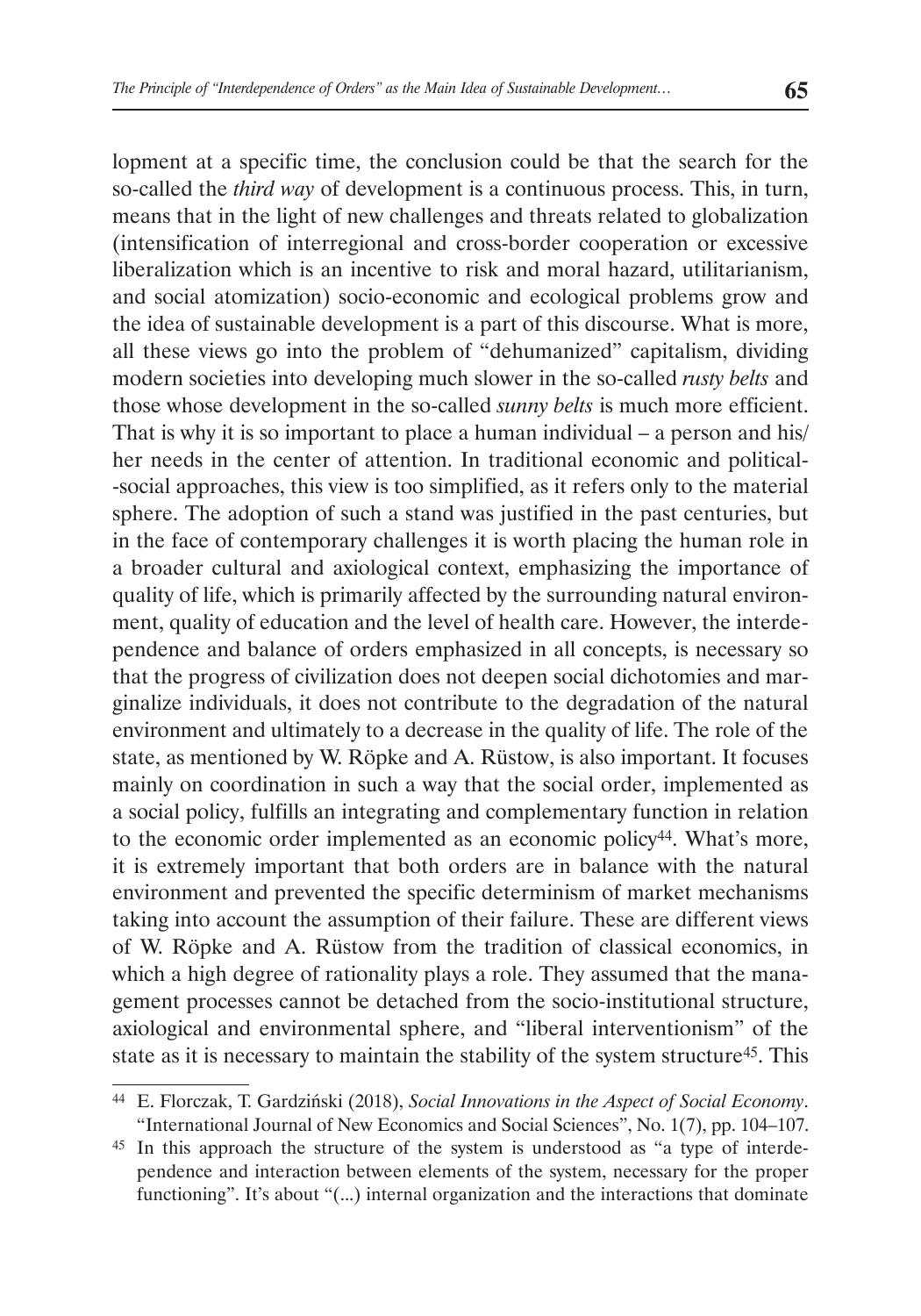lopment at a specific time, the conclusion could be that the search for the so-called the *third way* of development is a continuous process. This, in turn, means that in the light of new challenges and threats related to globalization (intensification of interregional and cross-border cooperation or excessive liberalization which is an incentive to risk and moral hazard, utilitarianism, and social atomization) socio-economic and ecological problems grow and the idea of sustainable development is a part of this discourse. What is more, all these views go into the problem of "dehumanized" capitalism, dividing modern societies into developing much slower in the so-called *rusty belts* and those whose development in the so-called *sunny belts* is much more efficient. That is why it is so important to place a human individual – a person and his/her needs in the center of attention. In traditional economic and political-social approaches, this view is too simplified, as it refers only to the material sphere. The adoption of such a stand was justified in the past centuries, but in the face of contemporary challenges it is worth placing the human role in a broader cultural and axiological context, emphasizing the importance of quality of life, which is primarily affected by the surrounding natural environment, quality of education and the level of health care. However, the interdependence and balance of orders emphasized in all concepts, is necessary so that the progress of civilization does not deepen social dichotomies and marginalize individuals, it does not contribute to the degradation of the natural environment and ultimately to a decrease in the quality of life. The role of the state, as mentioned by W. Röpke and A. Rüstow, is also important. It focuses mainly on coordination in such a way that the social order, implemented as a social policy, fulfills an integrating and complementary function in relation to the economic order implemented as an economic policy[44]. What's more, it is extremely important that both orders are in balance with the natural environment and prevented the specific determinism of market mechanisms taking into account the assumption of their failure. These are different views of W. Röpke and A. Rüstow from the tradition of classical economics, in which a high degree of rationality plays a role. They assumed that the management processes cannot be detached from the socio-institutional structure, axiological and environmental sphere, and "liberal interventionism" of the state as it is necessary to maintain the stability of the system structure[45]. This

[44] E. Florczak, T. Gardziński (2018), *Social Innovations in the Aspect of Social Economy*. "International Journal of New Economics and Social Sciences", No. 1(7), pp. 104–107.

[45] In this approach the structure of the system is understood as "a type of interdependence and interaction between elements of the system, necessary for the proper functioning". It's about "(...) internal organization and the interactions that dominate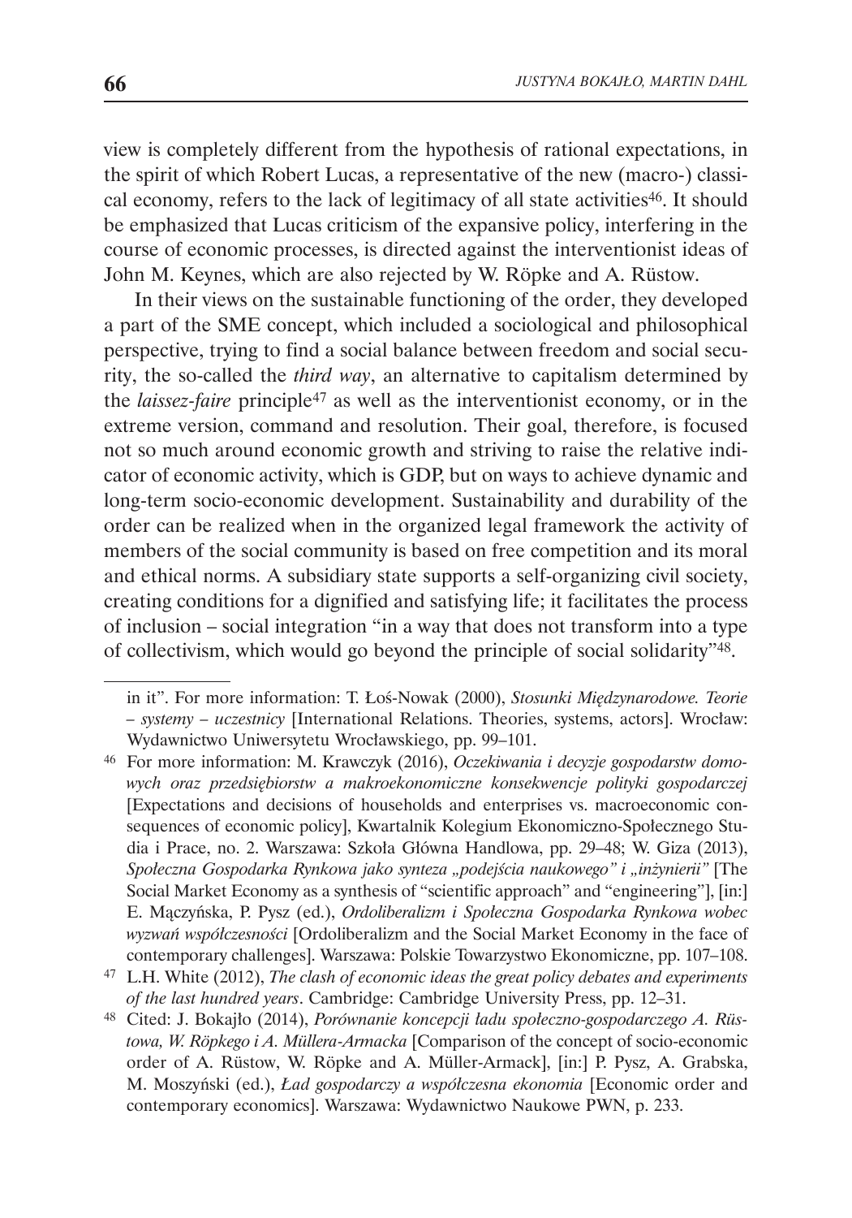view is completely different from the hypothesis of rational expectations, in the spirit of which Robert Lucas, a representative of the new (macro-) classical economy, refers to the lack of legitimacy of all state activities[46]. It should be emphasized that Lucas criticism of the expansive policy, interfering in the course of economic processes, is directed against the interventionist ideas of John M. Keynes, which are also rejected by W. Röpke and A. Rüstow.

In their views on the sustainable functioning of the order, they developed a part of the SME concept, which included a sociological and philosophical perspective, trying to find a social balance between freedom and social security, the so-called the *third way*, an alternative to capitalism determined by the *laissez-faire* principle[47] as well as the interventionist economy, or in the extreme version, command and resolution. Their goal, therefore, is focused not so much around economic growth and striving to raise the relative indicator of economic activity, which is GDP, but on ways to achieve dynamic and long-term socio-economic development. Sustainability and durability of the order can be realized when in the organized legal framework the activity of members of the social community is based on free competition and its moral and ethical norms. A subsidiary state supports a self-organizing civil society, creating conditions for a dignified and satisfying life; it facilitates the process of inclusion – social integration "in a way that does not transform into a type of collectivism, which would go beyond the principle of social solidarity"[48].

---

in it". For more information: T. Łoś-Nowak (2000), *Stosunki Międzynarodowe. Teorie – systemy – uczestnicy* [International Relations. Theories, systems, actors]. Wrocław: Wydawnictwo Uniwersytetu Wrocławskiego, pp. 99–101.

[46] For more information: M. Krawczyk (2016), *Oczekiwania i decyzje gospodarstw domowych oraz przedsiębiorstw a makroekonomiczne konsekwencje polityki gospodarczej* [Expectations and decisions of households and enterprises vs. macroeconomic consequences of economic policy], Kwartalnik Kolegium Ekonomiczno-Społecznego Studia i Prace, no. 2. Warszawa: Szkoła Główna Handlowa, pp. 29–48; W. Giza (2013), *Społeczna Gospodarka Rynkowa jako synteza „podejścia naukowego" i „inżynierii"* [The Social Market Economy as a synthesis of "scientific approach" and "engineering"], [in:] E. Mączyńska, P. Pysz (ed.), *Ordoliberalizm i Społeczna Gospodarka Rynkowa wobec wyzwań współczesności* [Ordoliberalizm and the Social Market Economy in the face of contemporary challenges]. Warszawa: Polskie Towarzystwo Ekonomiczne, pp. 107–108.

[47] L.H. White (2012), *The clash of economic ideas the great policy debates and experiments of the last hundred years*. Cambridge: Cambridge University Press, pp. 12–31.

[48] Cited: J. Bokajło (2014), *Porównanie koncepcji ładu społeczno-gospodarczego A. Rüstowa, W. Röpkego i A. Müllera-Armacka* [Comparison of the concept of socio-economic order of A. Rüstow, W. Röpke and A. Müller-Armack], [in:] P. Pysz, A. Grabska, M. Moszyński (ed.), *Ład gospodarczy a współczesna ekonomia* [Economic order and contemporary economics]. Warszawa: Wydawnictwo Naukowe PWN, p. 233.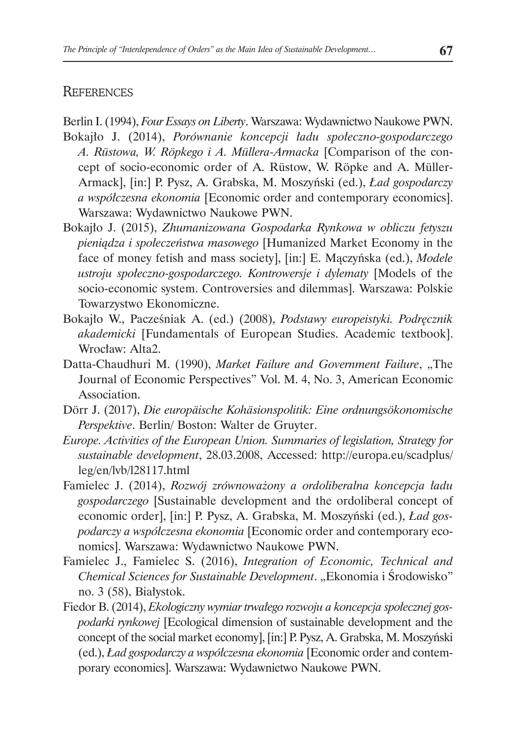## References

Berlin I. (1994), *Four Essays on Liberty*. Warszawa: Wydawnictwo Naukowe PWN.

Bokajło J. (2014), *Porównanie koncepcji ładu społeczno-gospodarczego A. Rüstowa, W. Röpkego i A. Müllera-Armacka* [Comparison of the concept of socio-economic order of A. Rüstow, W. Röpke and A. Müller-Armack], [in:] P. Pysz, A. Grabska, M. Moszyński (ed.), *Ład gospodarczy a współczesna ekonomia* [Economic order and contemporary economics]. Warszawa: Wydawnictwo Naukowe PWN.

Bokajło J. (2015), *Zhumanizowana Gospodarka Rynkowa w obliczu fetyszu pieniądza i społeczeństwa masowego* [Humanized Market Economy in the face of money fetish and mass society], [in:] E. Mączyńska (ed.), *Modele ustroju społeczno-gospodarczego. Kontrowersje i dylematy* [Models of the socio-economic system. Controversies and dilemmas]. Warszawa: Polskie Towarzystwo Ekonomiczne.

Bokajło W., Pacześniak A. (ed.) (2008), *Podstawy europeistyki. Podręcznik akademicki* [Fundamentals of European Studies. Academic textbook]. Wrocław: Alta2.

Datta-Chaudhuri M. (1990), *Market Failure and Government Failure*, „The Journal of Economic Perspectives" Vol. M. 4, No. 3, American Economic Association.

Dörr J. (2017), *Die europäische Kohäsionspolitik: Eine ordnungsökonomische Perspektive*. Berlin/ Boston: Walter de Gruyter.

*Europe. Activities of the European Union. Summaries of legislation, Strategy for sustainable development*, 28.03.2008, Accessed: http://europa.eu/scadplus/leg/en/lvb/l28117.html

Famielec J. (2014), *Rozwój zrównoważony a ordoliberalna koncepcja ładu gospodarczego* [Sustainable development and the ordoliberal concept of economic order], [in:] P. Pysz, A. Grabska, M. Moszyński (ed.), *Ład gospodarczy a współczesna ekonomia* [Economic order and contemporary economics]. Warszawa: Wydawnictwo Naukowe PWN.

Famielec J., Famielec S. (2016), *Integration of Economic, Technical and Chemical Sciences for Sustainable Development*. „Ekonomia i Środowisko" no. 3 (58), Białystok.

Fiedor B. (2014), *Ekologiczny wymiar trwałego rozwoju a koncepcja społecznej gospodarki rynkowej* [Ecological dimension of sustainable development and the concept of the social market economy], [in:] P. Pysz, A. Grabska, M. Moszyński (ed.), *Ład gospodarczy a współczesna ekonomia* [Economic order and contemporary economics]. Warszawa: Wydawnictwo Naukowe PWN.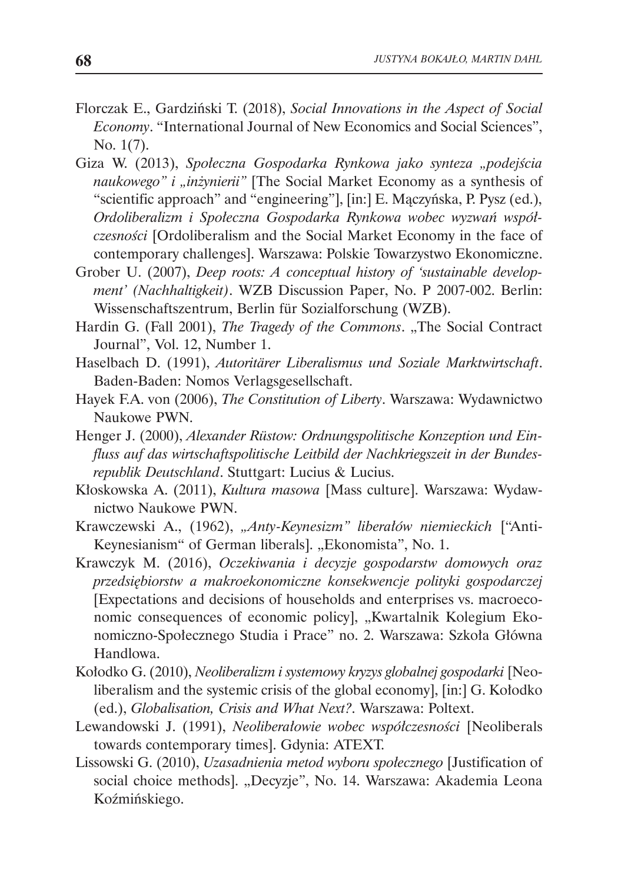Florczak E., Gardziński T. (2018), *Social Innovations in the Aspect of Social Economy*. "International Journal of New Economics and Social Sciences", No. 1(7).

Giza W. (2013), *Społeczna Gospodarka Rynkowa jako synteza „podejścia naukowego" i „inżynierii"* [The Social Market Economy as a synthesis of "scientific approach" and "engineering"], [in:] E. Mączyńska, P. Pysz (ed.), *Ordoliberalizm i Społeczna Gospodarka Rynkowa wobec wyzwań współczesności* [Ordoliberalism and the Social Market Economy in the face of contemporary challenges]. Warszawa: Polskie Towarzystwo Ekonomiczne.

Grober U. (2007), *Deep roots: A conceptual history of 'sustainable development' (Nachhaltigkeit)*. WZB Discussion Paper, No. P 2007-002. Berlin: Wissenschaftszentrum, Berlin für Sozialforschung (WZB).

Hardin G. (Fall 2001), *The Tragedy of the Commons*. „The Social Contract Journal", Vol. 12, Number 1.

Haselbach D. (1991), *Autoritärer Liberalismus und Soziale Marktwirtschaft*. Baden-Baden: Nomos Verlagsgesellschaft.

Hayek F.A. von (2006), *The Constitution of Liberty*. Warszawa: Wydawnictwo Naukowe PWN.

Henger J. (2000), *Alexander Rüstow: Ordnungspolitische Konzeption und Einfluss auf das wirtschaftspolitische Leitbild der Nachkriegszeit in der Bundesrepublik Deutschland*. Stuttgart: Lucius & Lucius.

Kłoskowska A. (2011), *Kultura masowa* [Mass culture]. Warszawa: Wydawnictwo Naukowe PWN.

Krawczewski A., (1962), *„Anty-Keynesizm" liberałów niemieckich* ["Anti-Keynesianism" of German liberals]. „Ekonomista", No. 1.

Krawczyk M. (2016), *Oczekiwania i decyzje gospodarstw domowych oraz przedsiębiorstw a makroekonomiczne konsekwencje polityki gospodarczej* [Expectations and decisions of households and enterprises vs. macroeconomic consequences of economic policy], „Kwartalnik Kolegium Ekonomiczno-Społecznego Studia i Prace" no. 2. Warszawa: Szkoła Główna Handlowa.

Kołodko G. (2010), *Neoliberalizm i systemowy kryzys globalnej gospodarki* [Neoliberalism and the systemic crisis of the global economy], [in:] G. Kołodko (ed.), *Globalisation, Crisis and What Next?*. Warszawa: Poltext.

Lewandowski J. (1991), *Neoliberałowie wobec współczesności* [Neoliberals towards contemporary times]. Gdynia: ATEXT.

Lissowski G. (2010), *Uzasadnienia metod wyboru społecznego* [Justification of social choice methods]. „Decyzje", No. 14. Warszawa: Akademia Leona Koźmińskiego.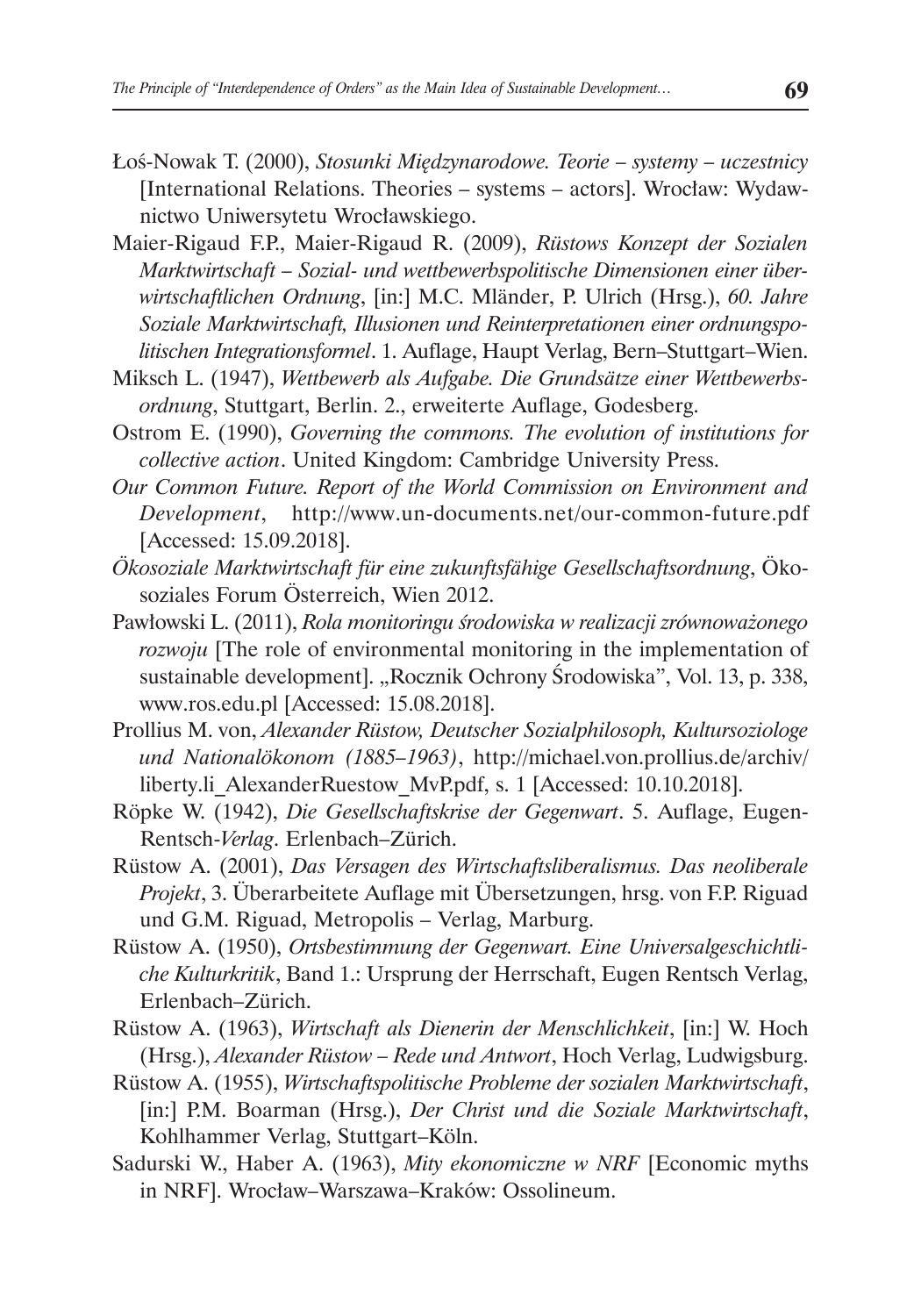Łoś-Nowak T. (2000), *Stosunki Międzynarodowe. Teorie – systemy – uczestnicy* [International Relations. Theories – systems – actors]. Wrocław: Wydawnictwo Uniwersytetu Wrocławskiego.

Maier-Rigaud F.P., Maier-Rigaud R. (2009), *Rüstows Konzept der Sozialen Marktwirtschaft – Sozial- und wettbewerbspolitische Dimensionen einer überwirtschaftlichen Ordnung*, [in:] M.C. Mländer, P. Ulrich (Hrsg.), *60. Jahre Soziale Marktwirtschaft, Illusionen und Reinterpretationen einer ordnungspolitischen Integrationsformel*. 1. Auflage, Haupt Verlag, Bern–Stuttgart–Wien.

Miksch L. (1947), *Wettbewerb als Aufgabe. Die Grundsätze einer Wettbewerbsordnung*, Stuttgart, Berlin. 2., erweiterte Auflage, Godesberg.

Ostrom E. (1990), *Governing the commons. The evolution of institutions for collective action*. United Kingdom: Cambridge University Press.

*Our Common Future. Report of the World Commission on Environment and Development*, http://www.un-documents.net/our-common-future.pdf [Accessed: 15.09.2018].

*Ökosoziale Marktwirtschaft für eine zukunftsfähige Gesellschaftsordnung*, Ökosoziales Forum Österreich, Wien 2012.

Pawłowski L. (2011), *Rola monitoringu środowiska w realizacji zrównoważonego rozwoju* [The role of environmental monitoring in the implementation of sustainable development]. „Rocznik Ochrony Środowiska", Vol. 13, p. 338, www.ros.edu.pl [Accessed: 15.08.2018].

Prollius M. von, *Alexander Rüstow, Deutscher Sozialphilosoph, Kultursoziologe und Nationalökonom (1885–1963)*, http://michael.von.prollius.de/archiv/liberty.li_AlexanderRuestow_MvP.pdf, s. 1 [Accessed: 10.10.2018].

Röpke W. (1942), *Die Gesellschaftskrise der Gegenwart*. 5. Auflage, Eugen-Rentsch-*Verlag*. Erlenbach–Zürich.

Rüstow A. (2001), *Das Versagen des Wirtschaftsliberalismus. Das neoliberale Projekt*, 3. Überarbeitete Auflage mit Übersetzungen, hrsg. von F.P. Riguad und G.M. Riguad, Metropolis – Verlag, Marburg.

Rüstow A. (1950), *Ortsbestimmung der Gegenwart. Eine Universalgeschichtliche Kulturkritik*, Band 1.: Ursprung der Herrschaft, Eugen Rentsch Verlag, Erlenbach–Zürich.

Rüstow A. (1963), *Wirtschaft als Dienerin der Menschlichkeit*, [in:] W. Hoch (Hrsg.), *Alexander Rüstow – Rede und Antwort*, Hoch Verlag, Ludwigsburg.

Rüstow A. (1955), *Wirtschaftspolitische Probleme der sozialen Marktwirtschaft*, [in:] P.M. Boarman (Hrsg.), *Der Christ und die Soziale Marktwirtschaft*, Kohlhammer Verlag, Stuttgart–Köln.

Sadurski W., Haber A. (1963), *Mity ekonomiczne w NRF* [Economic myths in NRF]. Wrocław–Warszawa–Kraków: Ossolineum.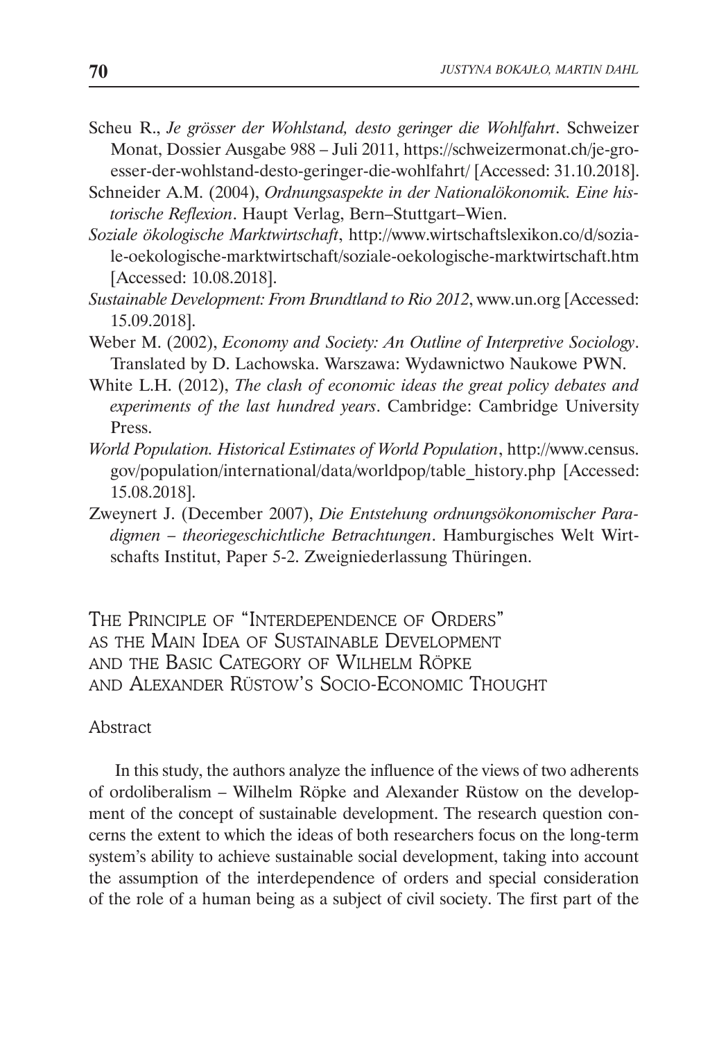Scheu R., *Je grösser der Wohlstand, desto geringer die Wohlfahrt*. Schweizer Monat, Dossier Ausgabe 988 – Juli 2011, https://schweizermonat.ch/je-groesser-der-wohlstand-desto-geringer-die-wohlfahrt/ [Accessed: 31.10.2018].

Schneider A.M. (2004), *Ordnungsaspekte in der Nationalökonomik. Eine historische Reflexion*. Haupt Verlag, Bern–Stuttgart–Wien.

*Soziale ökologische Marktwirtschaft*, http://www.wirtschaftslexikon.co/d/soziale-oekologische-marktwirtschaft/soziale-oekologische-marktwirtschaft.htm [Accessed: 10.08.2018].

*Sustainable Development: From Brundtland to Rio 2012*, www.un.org [Accessed: 15.09.2018].

Weber M. (2002), *Economy and Society: An Outline of Interpretive Sociology*. Translated by D. Lachowska. Warszawa: Wydawnictwo Naukowe PWN.

White L.H. (2012), *The clash of economic ideas the great policy debates and experiments of the last hundred years*. Cambridge: Cambridge University Press.

*World Population. Historical Estimates of World Population*, http://www.census.gov/population/international/data/worldpop/table_history.php [Accessed: 15.08.2018].

Zweynert J. (December 2007), *Die Entstehung ordnungsökonomischer Paradigmen – theoriegeschichtliche Betrachtungen*. Hamburgisches Welt Wirtschafts Institut, Paper 5-2. Zweigniederlassung Thüringen.

## The Principle of "Interdependence of Orders" as the Main Idea of Sustainable Development and the Basic Category of Wilhelm Röpke and Alexander Rüstow's Socio-Economic Thought

### Abstract

In this study, the authors analyze the influence of the views of two adherents of ordoliberalism – Wilhelm Röpke and Alexander Rüstow on the development of the concept of sustainable development. The research question concerns the extent to which the ideas of both researchers focus on the long-term system's ability to achieve sustainable social development, taking into account the assumption of the interdependence of orders and special consideration of the role of a human being as a subject of civil society. The first part of the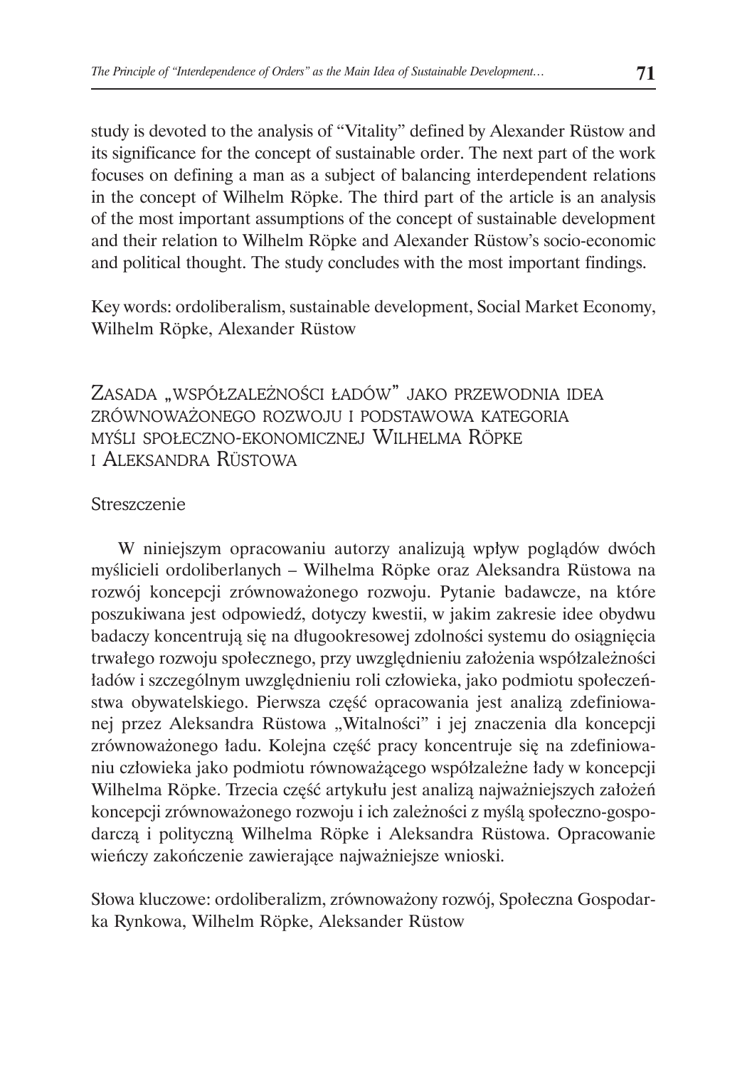study is devoted to the analysis of "Vitality" defined by Alexander Rüstow and its significance for the concept of sustainable order. The next part of the work focuses on defining a man as a subject of balancing interdependent relations in the concept of Wilhelm Röpke. The third part of the article is an analysis of the most important assumptions of the concept of sustainable development and their relation to Wilhelm Röpke and Alexander Rüstow's socio-economic and political thought. The study concludes with the most important findings.

Key words: ordoliberalism, sustainable development, Social Market Economy, Wilhelm Röpke, Alexander Rüstow

## Zasada „współzależności ładów" jako przewodnia idea zrównoważonego rozwoju i podstawowa kategoria myśli społeczno-ekonomicznej Wilhelma Röpke i Aleksandra Rüstowa

### Streszczenie

W niniejszym opracowaniu autorzy analizują wpływ poglądów dwóch myślicieli ordoliberlanych – Wilhelma Röpke oraz Aleksandra Rüstowa na rozwój koncepcji zrównoważonego rozwoju. Pytanie badawcze, na które poszukiwana jest odpowiedź, dotyczy kwestii, w jakim zakresie idee obydwu badaczy koncentrują się na długookresowej zdolności systemu do osiągnięcia trwałego rozwoju społecznego, przy uwzględnieniu założenia współzależności ładów i szczególnym uwzględnieniu roli człowieka, jako podmiotu społeczeństwa obywatelskiego. Pierwsza część opracowania jest analizą zdefiniowanej przez Aleksandra Rüstowa „Witalności" i jej znaczenia dla koncepcji zrównoważonego ładu. Kolejna część pracy koncentruje się na zdefiniowaniu człowieka jako podmiotu równoważącego współzależne łady w koncepcji Wilhelma Röpke. Trzecia część artykułu jest analizą najważniejszych założeń koncepcji zrównoważonego rozwoju i ich zależności z myślą społeczno-gospodarczą i polityczną Wilhelma Röpke i Aleksandra Rüstowa. Opracowanie wieńczy zakończenie zawierające najważniejsze wnioski.

Słowa kluczowe: ordoliberalizm, zrównoważony rozwój, Społeczna Gospodarka Rynkowa, Wilhelm Röpke, Aleksander Rüstow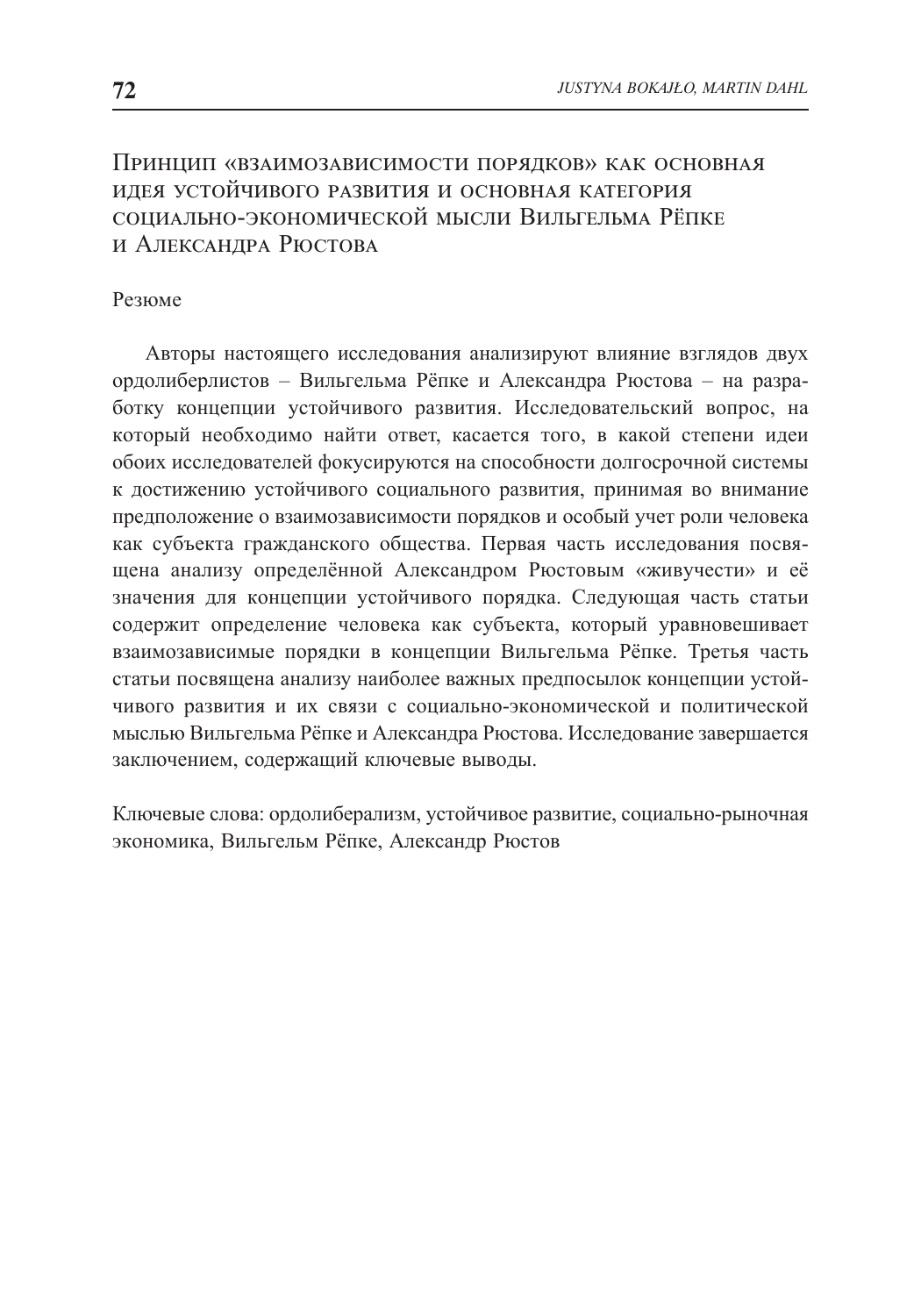# Принцип «взаимозависимости порядков» как основная идея устойчивого развития и основная категория социально-экономической мысли Вильгельма Рёпке и Александра Рюстова

Резюме

Авторы настоящего исследования анализируют влияние взглядов двух ордолиберлистов – Вильгельма Рёпке и Александра Рюстова – на разработку концепции устойчивого развития. Исследовательский вопрос, на который необходимо найти ответ, касается того, в какой степени идеи обоих исследователей фокусируются на способности долгосрочной системы к достижению устойчивого социального развития, принимая во внимание предположение о взаимозависимости порядков и особый учет роли человека как субъекта гражданского общества. Первая часть исследования посвящена анализу определённой Александром Рюстовым «живучести» и её значения для концепции устойчивого порядка. Следующая часть статьи содержит определение человека как субъекта, который уравновешивает взаимозависимые порядки в концепции Вильгельма Рёпке. Третья часть статьи посвящена анализу наиболее важных предпосылок концепции устойчивого развития и их связи с социально-экономической и политической мыслью Вильгельма Рёпке и Александра Рюстова. Исследование завершается заключением, содержащий ключевые выводы.

Ключевые слова: ордолиберализм, устойчивое развитие, социально-рыночная экономика, Вильгельм Рёпке, Александр Рюстов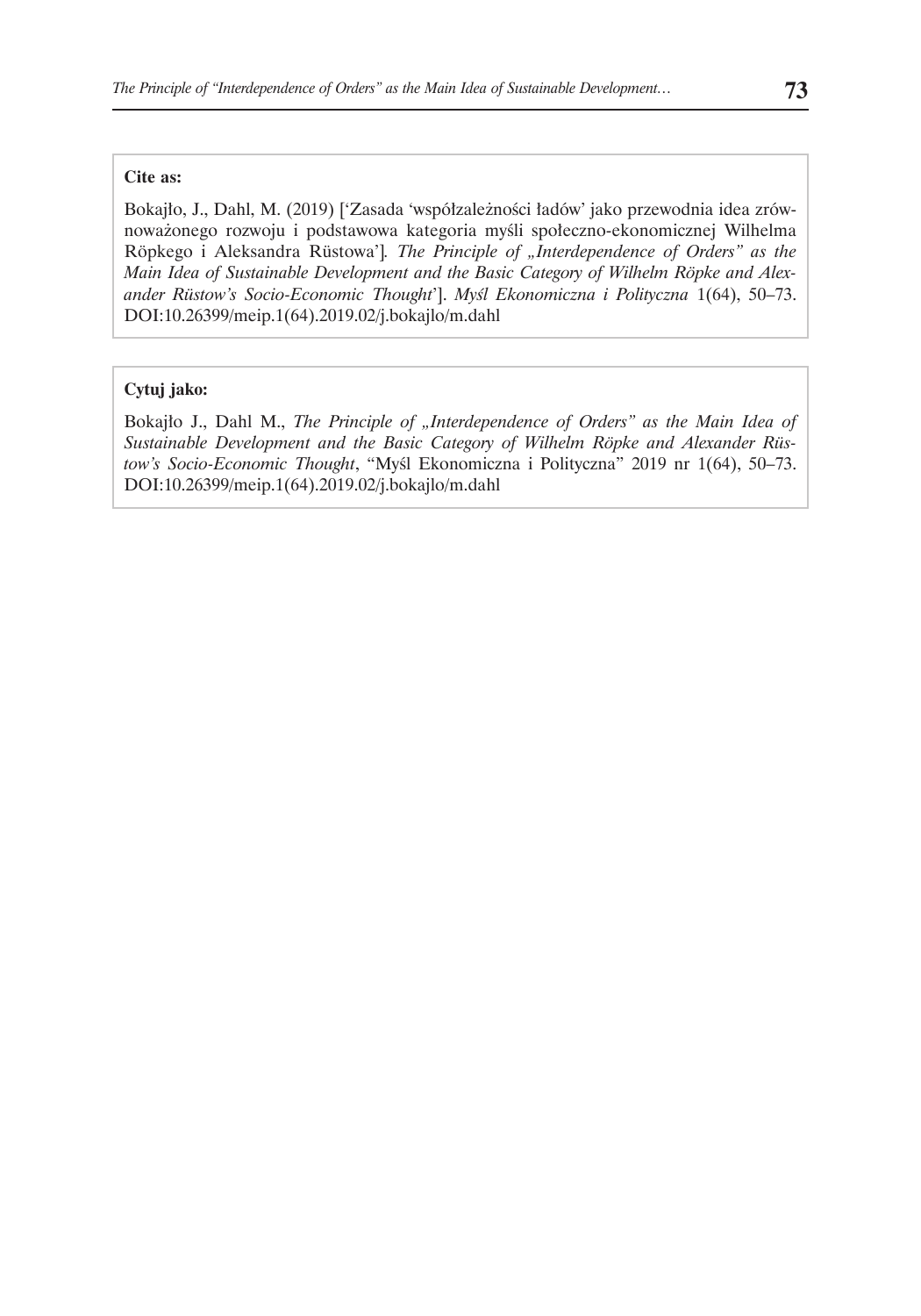**Cite as:**

Bokajło, J., Dahl, M. (2019) ['Zasada 'współzależności ładów' jako przewodnia idea zrównoważonego rozwoju i podstawowa kategoria myśli społeczno-ekonomicznej Wilhelma Röpkego i Aleksandra Rüstowa']. *The Principle of „Interdependence of Orders" as the Main Idea of Sustainable Development and the Basic Category of Wilhelm Röpke and Alexander Rüstow's Socio-Economic Thought*']. *Myśl Ekonomiczna i Polityczna* 1(64), 50–73. DOI:10.26399/meip.1(64).2019.02/j.bokajlo/m.dahl

**Cytuj jako:**

Bokajło J., Dahl M., *The Principle of „Interdependence of Orders" as the Main Idea of Sustainable Development and the Basic Category of Wilhelm Röpke and Alexander Rüstow's Socio-Economic Thought*, "Myśl Ekonomiczna i Polityczna" 2019 nr 1(64), 50–73. DOI:10.26399/meip.1(64).2019.02/j.bokajlo/m.dahl